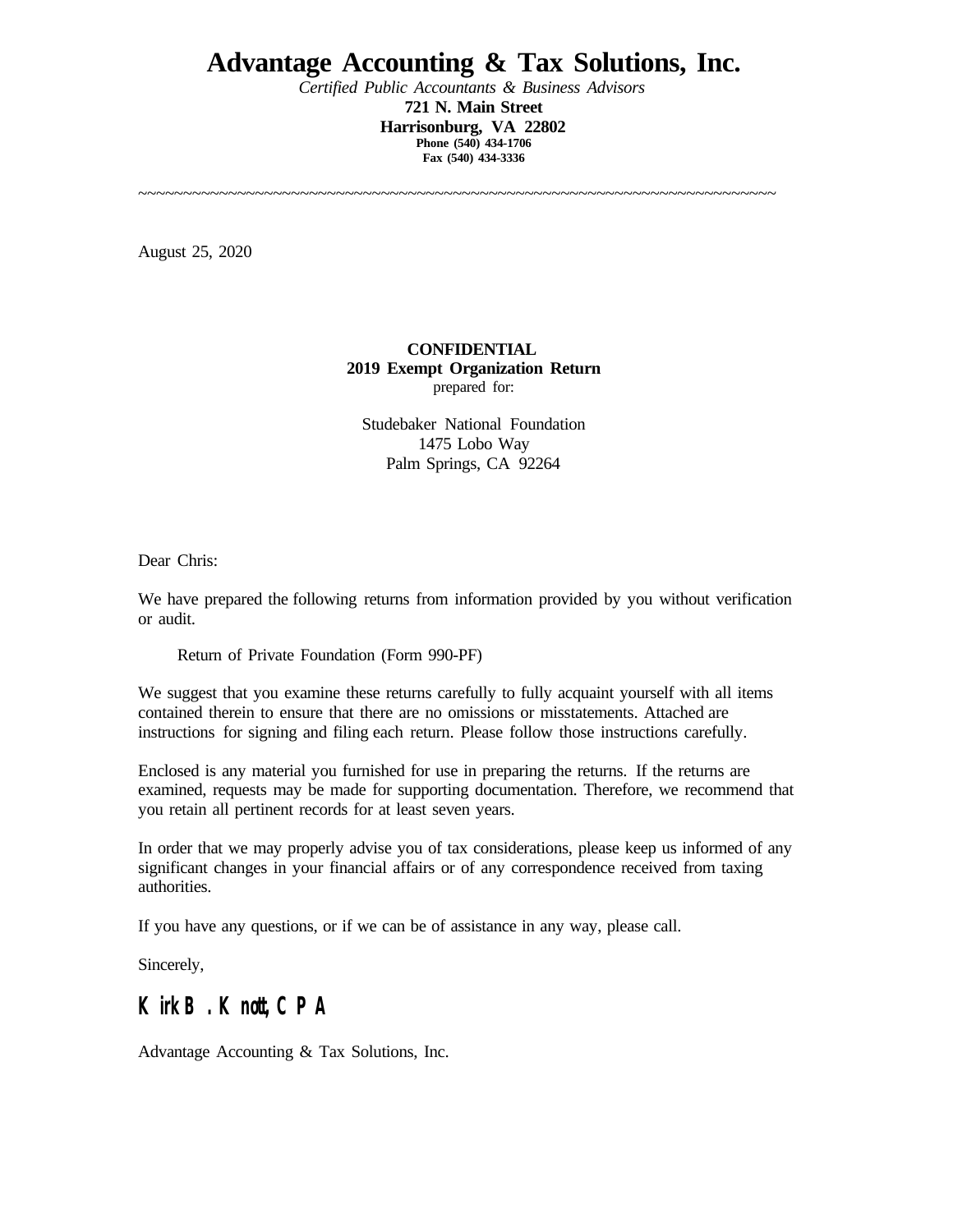# Advantage Accounting & Tax Solutions, Inc.

*Certified Public Accountants & Business Advisors*

**721 N. Main Street**

**Harrisonburg, VA 22802**

**Phone (540) 434-1706**

**Fax (540) 434-3336**

~~~~~~~~~~~~~~~~~~~~~~~~~~~~~~~~~~~~~~~~~~~~~~~~~~~~~~~~~~~~~~~~~~~~~~~~~~~~~~~~

August 25, 2020

**CONFIDENTIAL**
**2019 Exempt Organization Return**
prepared for:

Studebaker National Foundation
1475 Lobo Way
Palm Springs, CA 92264

Dear Chris:

We have prepared the following returns from information provided by you without verification or audit.

Return of Private Foundation (Form 990-PF)

We suggest that you examine these returns carefully to fully acquaint yourself with all items contained therein to ensure that there are no omissions or misstatements. Attached are instructions for signing and filing each return. Please follow those instructions carefully.

Enclosed is any material you furnished for use in preparing the returns. If the returns are examined, requests may be made for supporting documentation. Therefore, we recommend that you retain all pertinent records for at least seven years.

In order that we may properly advise you of tax considerations, please keep us informed of any significant changes in your financial affairs or of any correspondence received from taxing authorities.

If you have any questions, or if we can be of assistance in any way, please call.

Sincerely,

**Kirk B. Knott, CPA**

Advantage Accounting & Tax Solutions, Inc.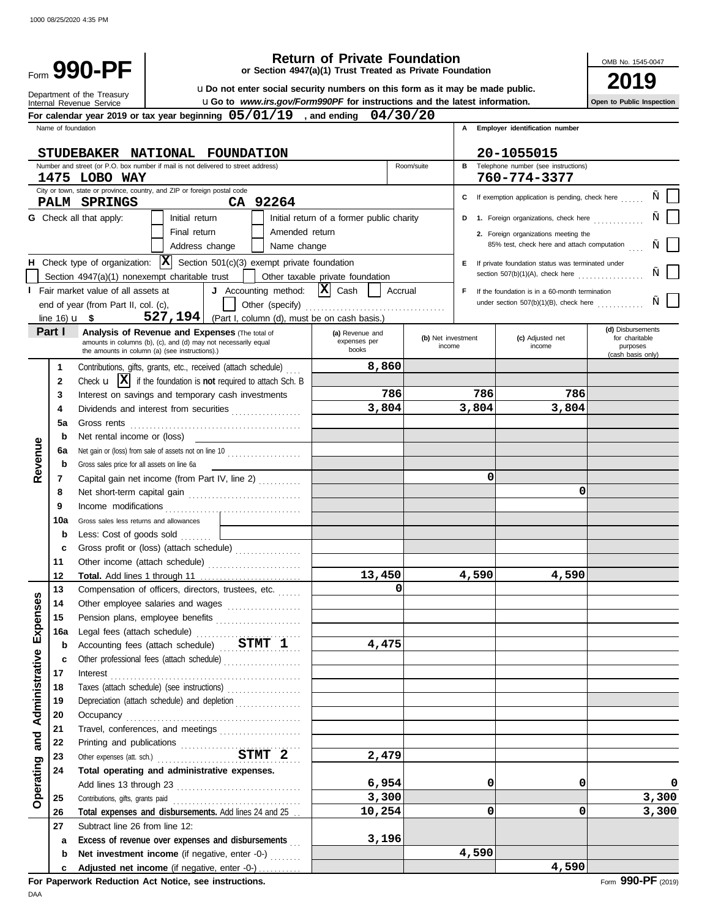1000 08/25/2020 4:35 PM

Form **990-PF**

Department of the Treasury
Internal Revenue Service

# Return of Private Foundation

**or Section 4947(a)(1) Trust Treated as Private Foundation**

u **Do not enter social security numbers on this form as it may be made public.**
u **Go to** ***www.irs.gov/Form990PF*** **for instructions and the latest information.**

OMB No. 1545-0047

**2019**

**Open to Public Inspection**

**For calendar year 2019 or tax year beginning 05/01/19 , and ending 04/30/20**

Name of foundation: **STUDEBAKER NATIONAL FOUNDATION**

**A** Employer identification number: **20-1055015**

Number and street (or P.O. box number if mail is not delivered to street address): **1475 LOBO WAY**    Room/suite

**B** Telephone number (see instructions): **760-774-3377**

City or town, state or province, country, and ZIP or foreign postal code: **PALM SPRINGS CA 92264**

**C** If exemption application is pending, check here ....... Ñ ☐

**G** Check all that apply: ☐ Initial return ☐ Initial return of a former public charity ☐ Final return ☐ Amended return ☐ Address change ☐ Name change

**D** 1. Foreign organizations, check here ....... Ñ ☐
2. Foreign organizations meeting the 85% test, check here and attach computation .... Ñ ☐

**H** Check type of organization: **X** Section 501(c)(3) exempt private foundation
☐ Section 4947(a)(1) nonexempt charitable trust ☐ Other taxable private foundation

**E** If private foundation status was terminated under section 507(b)(1)(A), check here ....... Ñ ☐

**I** Fair market value of all assets at end of year (from Part II, col. (c), line 16) u $ **527,194**

**J** Accounting method: **X** Cash ☐ Accrual ☐ Other (specify) ....
(Part I, column (d), must be on cash basis.)

**F** If the foundation is in a 60-month termination under section 507(b)(1)(B), check here ....... Ñ ☐

| **Part I** | **Analysis of Revenue and Expenses** (The total of amounts in columns (b), (c), and (d) may not necessarily equal the amounts in column (a) (see instructions).) | **(a)** Revenue and expenses per books | **(b)** Net investment income | **(c)** Adjusted net income | **(d)** Disbursements for charitable purposes (cash basis only) |
|---|---|---|---|---|---|
| **Revenue** 1 | Contributions, gifts, grants, etc., received (attach schedule) | 8,860 | | | |
| 2 | Check u **X** if the foundation is **not** required to attach Sch. B | | | | |
| 3 | Interest on savings and temporary cash investments | 786 | 786 | 786 | |
| 4 | Dividends and interest from securities | 3,804 | 3,804 | 3,804 | |
| 5a | Gross rents | | | | |
| b | Net rental income or (loss) | | | | |
| 6a | Net gain or (loss) from sale of assets not on line 10 | | | | |
| b | Gross sales price for all assets on line 6a | | | | |
| 7 | Capital gain net income (from Part IV, line 2) | | 0 | | |
| 8 | Net short-term capital gain | | | 0 | |
| 9 | Income modifications | | | | |
| 10a | Gross sales less returns and allowances | | | | |
| b | Less: Cost of goods sold | | | | |
| c | Gross profit or (loss) (attach schedule) | | | | |
| 11 | Other income (attach schedule) | | | | |
| 12 | **Total.** Add lines 1 through 11 | 13,450 | 4,590 | 4,590 | |
| **Operating and Administrative Expenses** 13 | Compensation of officers, directors, trustees, etc. | 0 | | | |
| 14 | Other employee salaries and wages | | | | |
| 15 | Pension plans, employee benefits | | | | |
| 16a | Legal fees (attach schedule) | | | | |
| b | Accounting fees (attach schedule) STMT 1 | 4,475 | | | |
| c | Other professional fees (attach schedule) | | | | |
| 17 | Interest | | | | |
| 18 | Taxes (attach schedule) (see instructions) | | | | |
| 19 | Depreciation (attach schedule) and depletion | | | | |
| 20 | Occupancy | | | | |
| 21 | Travel, conferences, and meetings | | | | |
| 22 | Printing and publications | | | | |
| 23 | Other expenses (att. sch.) STMT 2 | 2,479 | | | |
| 24 | **Total operating and administrative expenses.** Add lines 13 through 23 | 6,954 | 0 | 0 | 0 |
| 25 | Contributions, gifts, grants paid | 3,300 | | | 3,300 |
| 26 | **Total expenses and disbursements.** Add lines 24 and 25 | 10,254 | 0 | 0 | 3,300 |
| 27 | Subtract line 26 from line 12: | | | | |
| a | **Excess of revenue over expenses and disbursements** | 3,196 | | | |
| b | **Net investment income** (if negative, enter -0-) | | 4,590 | | |
| c | **Adjusted net income** (if negative, enter -0-) | | | 4,590 | |

**For Paperwork Reduction Act Notice, see instructions.**

DAA

Form **990-PF** (2019)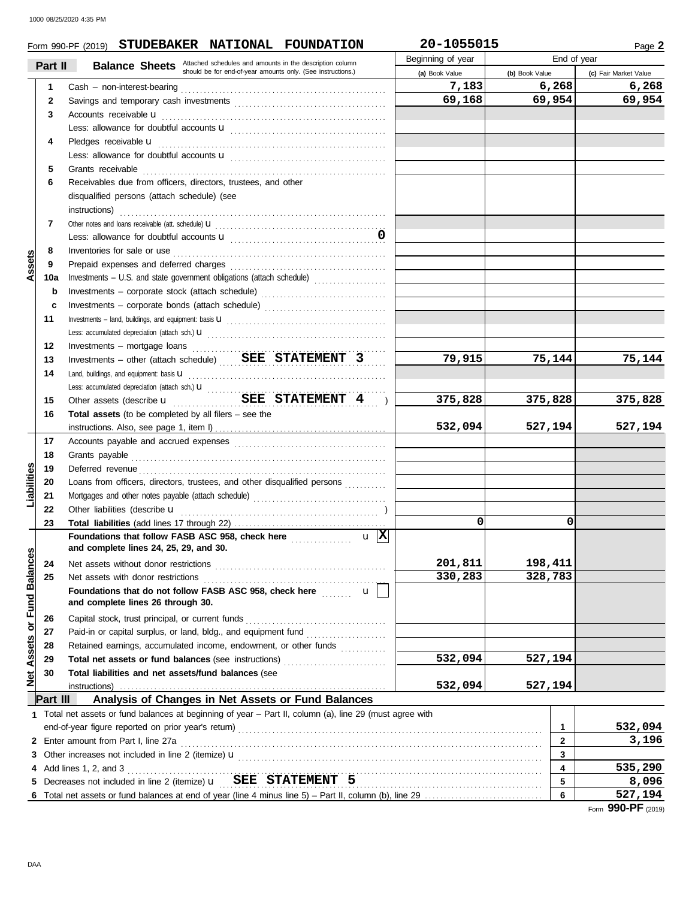1000 08/25/2020 4:35 PM

Form 990-PF (2019) **STUDEBAKER NATIONAL FOUNDATION** **20-1055015** Page **2**

## Part II — Balance Sheets

Attached schedules and amounts in the description column should be for end-of-year amounts only. (See instructions.)

| | | | Beginning of year (a) Book Value | End of year (b) Book Value | End of year (c) Fair Market Value |
|---|---|---|---|---|---|
| Assets | 1 | Cash – non-interest-bearing | 7,183 | 6,268 | 6,268 |
| | 2 | Savings and temporary cash investments | 69,168 | 69,954 | 69,954 |
| | 3 | Accounts receivable u | | | |
| | | Less: allowance for doubtful accounts u | | | |
| | 4 | Pledges receivable u | | | |
| | | Less: allowance for doubtful accounts u | | | |
| | 5 | Grants receivable | | | |
| | 6 | Receivables due from officers, directors, trustees, and other disqualified persons (attach schedule) (see instructions) | | | |
| | 7 | Other notes and loans receivable (att. schedule) u | | | |
| | | Less: allowance for doubtful accounts u 0 | | | |
| | 8 | Inventories for sale or use | | | |
| | 9 | Prepaid expenses and deferred charges | | | |
| | 10a | Investments – U.S. and state government obligations (attach schedule) | | | |
| | b | Investments – corporate stock (attach schedule) | | | |
| | c | Investments – corporate bonds (attach schedule) | | | |
| | 11 | Investments – land, buildings, and equipment: basis u | | | |
| | | Less: accumulated depreciation (attach sch.) u | | | |
| | 12 | Investments – mortgage loans | | | |
| | 13 | Investments – other (attach schedule) **SEE STATEMENT 3** | 79,915 | 75,144 | 75,144 |
| | 14 | Land, buildings, and equipment: basis u | | | |
| | | Less: accumulated depreciation (attach sch.) u | | | |
| | 15 | Other assets (describe u **SEE STATEMENT 4** ) | 375,828 | 375,828 | 375,828 |
| | 16 | **Total assets** (to be completed by all filers – see the instructions. Also, see page 1, item I) | 532,094 | 527,194 | 527,194 |
| Liabilities | 17 | Accounts payable and accrued expenses | | | |
| | 18 | Grants payable | | | |
| | 19 | Deferred revenue | | | |
| | 20 | Loans from officers, directors, trustees, and other disqualified persons | | | |
| | 21 | Mortgages and other notes payable (attach schedule) | | | |
| | 22 | Other liabilities (describe u ) | | | |
| | 23 | **Total liabilities** (add lines 17 through 22) | 0 | 0 | |
| Net Assets or Fund Balances | | **Foundations that follow FASB ASC 958, check here** u [X] **and complete lines 24, 25, 29, and 30.** | | | |
| | 24 | Net assets without donor restrictions | 201,811 | 198,411 | |
| | 25 | Net assets with donor restrictions | 330,283 | 328,783 | |
| | | **Foundations that do not follow FASB ASC 958, check here** u [ ] **and complete lines 26 through 30.** | | | |
| | 26 | Capital stock, trust principal, or current funds | | | |
| | 27 | Paid-in or capital surplus, or land, bldg., and equipment fund | | | |
| | 28 | Retained earnings, accumulated income, endowment, or other funds | | | |
| | 29 | **Total net assets or fund balances** (see instructions) | 532,094 | 527,194 | |
| | 30 | **Total liabilities and net assets/fund balances** (see instructions) | 532,094 | 527,194 | |

## Part III — Analysis of Changes in Net Assets or Fund Balances

| | | | |
|---|---|---|---|
| 1 | Total net assets or fund balances at beginning of year – Part II, column (a), line 29 (must agree with end-of-year figure reported on prior year's return) | 1 | 532,094 |
| 2 | Enter amount from Part I, line 27a | 2 | 3,196 |
| 3 | Other increases not included in line 2 (itemize) u | 3 | |
| 4 | Add lines 1, 2, and 3 | 4 | 535,290 |
| 5 | Decreases not included in line 2 (itemize) u **SEE STATEMENT 5** | 5 | 8,096 |
| 6 | Total net assets or fund balances at end of year (line 4 minus line 5) – Part II, column (b), line 29 | 6 | 527,194 |

Form **990-PF** (2019)

DAA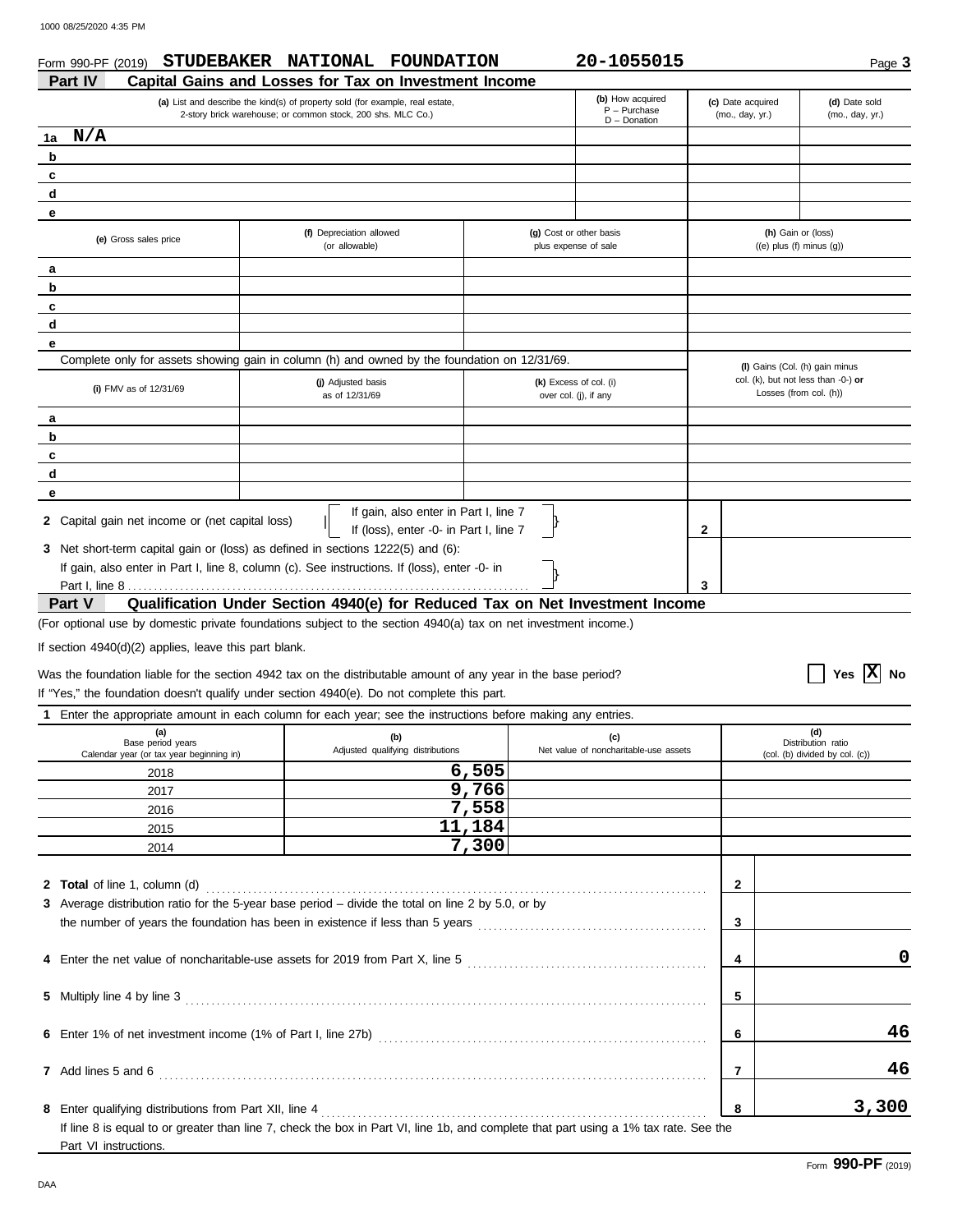Form 990-PF (2019) **STUDEBAKER NATIONAL FOUNDATION** **20-1055015** Page **3**

## Part IV Capital Gains and Losses for Tax on Investment Income

| | (a) List and describe the kind(s) of property sold (for example, real estate, 2-story brick warehouse; or common stock, 200 shs. MLC Co.) | (b) How acquired P – Purchase D – Donation | (c) Date acquired (mo., day, yr.) | (d) Date sold (mo., day, yr.) |
|---|---|---|---|---|
| 1a | N/A | | | |
| b | | | | |
| c | | | | |
| d | | | | |
| e | | | | |

| | (e) Gross sales price | (f) Depreciation allowed (or allowable) | (g) Cost or other basis plus expense of sale | (h) Gain or (loss) ((e) plus (f) minus (g)) |
|---|---|---|---|---|
| a | | | | |
| b | | | | |
| c | | | | |
| d | | | | |
| e | | | | |

Complete only for assets showing gain in column (h) and owned by the foundation on 12/31/69.

| | (i) FMV as of 12/31/69 | (j) Adjusted basis as of 12/31/69 | (k) Excess of col. (i) over col. (j), if any | (l) Gains (Col. (h) gain minus col. (k), but not less than -0-) or Losses (from col. (h)) |
|---|---|---|---|---|
| a | | | | |
| b | | | | |
| c | | | | |
| d | | | | |
| e | | | | |

**2** Capital gain net income or (net capital loss) — If gain, also enter in Part I, line 7; If (loss), enter -0- in Part I, line 7 ..... **2**

**3** Net short-term capital gain or (loss) as defined in sections 1222(5) and (6): If gain, also enter in Part I, line 8, column (c). See instructions. If (loss), enter -0- in Part I, line 8 ..... **3**

## Part V Qualification Under Section 4940(e) for Reduced Tax on Net Investment Income

(For optional use by domestic private foundations subject to the section 4940(a) tax on net investment income.)

If section 4940(d)(2) applies, leave this part blank.

Was the foundation liable for the section 4942 tax on the distributable amount of any year in the base period? ☐ Yes ☒ No

If "Yes," the foundation doesn't qualify under section 4940(e). Do not complete this part.

**1** Enter the appropriate amount in each column for each year; see the instructions before making any entries.

| (a) Base period years Calendar year (or tax year beginning in) | (b) Adjusted qualifying distributions | (c) Net value of noncharitable-use assets | (d) Distribution ratio (col. (b) divided by col. (c)) |
|---|---|---|---|
| 2018 | 6,505 | | |
| 2017 | 9,766 | | |
| 2016 | 7,558 | | |
| 2015 | 11,184 | | |
| 2014 | 7,300 | | |

| | | Line | Amount |
|---|---|---|---|
| **2** | **Total** of line 1, column (d) | 2 | |
| **3** | Average distribution ratio for the 5-year base period – divide the total on line 2 by 5.0, or by the number of years the foundation has been in existence if less than 5 years | 3 | |
| **4** | Enter the net value of noncharitable-use assets for 2019 from Part X, line 5 | 4 | 0 |
| **5** | Multiply line 4 by line 3 | 5 | |
| **6** | Enter 1% of net investment income (1% of Part I, line 27b) | 6 | 46 |
| **7** | Add lines 5 and 6 | 7 | 46 |
| **8** | Enter qualifying distributions from Part XII, line 4 | 8 | 3,300 |

If line 8 is equal to or greater than line 7, check the box in Part VI, line 1b, and complete that part using a 1% tax rate. See the Part VI instructions.

Form **990-PF** (2019)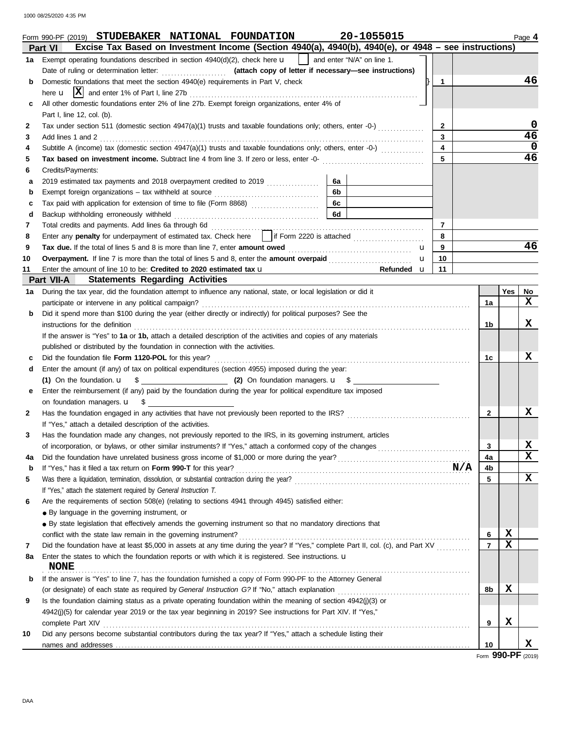Form 990-PF (2019) **STUDEBAKER NATIONAL FOUNDATION** 20-1055015 Page **4**

## Part VI Excise Tax Based on Investment Income (Section 4940(a), 4940(b), 4940(e), or 4948 – see instructions)

| | | | |
|---|---|---|---|
| **1a** | Exempt operating foundations described in section 4940(d)(2), check here u [ ] and enter "N/A" on line 1. Date of ruling or determination letter: ............ **(attach copy of letter if necessary—see instructions)** | | |
| **b** | Domestic foundations that meet the section 4940(e) requirements in Part V, check here u [X] and enter 1% of Part I, line 27b | 1 | 46 |
| **c** | All other domestic foundations enter 2% of line 27b. Exempt foreign organizations, enter 4% of Part I, line 12, col. (b). | | |
| **2** | Tax under section 511 (domestic section 4947(a)(1) trusts and taxable foundations only; others, enter -0-) | 2 | 0 |
| **3** | Add lines 1 and 2 | 3 | 46 |
| **4** | Subtitle A (income) tax (domestic section 4947(a)(1) trusts and taxable foundations only; others, enter -0-) | 4 | 0 |
| **5** | **Tax based on investment income.** Subtract line 4 from line 3. If zero or less, enter -0- | 5 | 46 |
| **6** | Credits/Payments: | | |
| **a** | 2019 estimated tax payments and 2018 overpayment credited to 2019 — 6a | | |
| **b** | Exempt foreign organizations – tax withheld at source — 6b | | |
| **c** | Tax paid with application for extension of time to file (Form 8868) — 6c | | |
| **d** | Backup withholding erroneously withheld — 6d | | |
| **7** | Total credits and payments. Add lines 6a through 6d | 7 | |
| **8** | Enter any **penalty** for underpayment of estimated tax. Check here [ ] if Form 2220 is attached | 8 | |
| **9** | **Tax due.** If the total of lines 5 and 8 is more than line 7, enter **amount owed** u | 9 | 46 |
| **10** | **Overpayment.** If line 7 is more than the total of lines 5 and 8, enter the **amount overpaid** u | 10 | |
| **11** | Enter the amount of line 10 to be: **Credited to 2020 estimated tax** u **Refunded** u | 11 | |

## Part VII-A Statements Regarding Activities

| | | | Yes | No |
|---|---|---|---|---|
| **1a** | During the tax year, did the foundation attempt to influence any national, state, or local legislation or did it participate or intervene in any political campaign? | 1a | | X |
| **b** | Did it spend more than $100 during the year (either directly or indirectly) for political purposes? See the instructions for the definition | 1b | | X |
| | If the answer is "Yes" to **1a** or **1b,** attach a detailed description of the activities and copies of any materials published or distributed by the foundation in connection with the activities. | | | |
| **c** | Did the foundation file **Form 1120-POL** for this year? | 1c | | X |
| **d** | Enter the amount (if any) of tax on political expenditures (section 4955) imposed during the year: **(1)** On the foundation. u $ ______ **(2)** On foundation managers. u $ ______ | | | |
| **e** | Enter the reimbursement (if any) paid by the foundation during the year for political expenditure tax imposed on foundation managers. u $ ______ | | | |
| **2** | Has the foundation engaged in any activities that have not previously been reported to the IRS? If "Yes," attach a detailed description of the activities. | 2 | | X |
| **3** | Has the foundation made any changes, not previously reported to the IRS, in its governing instrument, articles of incorporation, or bylaws, or other similar instruments? If "Yes," attach a conformed copy of the changes | 3 | | X |
| **4a** | Did the foundation have unrelated business gross income of $1,000 or more during the year? | 4a | | X |
| **b** | If "Yes," has it filed a tax return on **Form 990-T** for this year? N/A | 4b | | |
| **5** | Was there a liquidation, termination, dissolution, or substantial contraction during the year? If "Yes," attach the statement required by *General Instruction T.* | 5 | | X |
| **6** | Are the requirements of section 508(e) (relating to sections 4941 through 4945) satisfied either: ● By language in the governing instrument, or ● By state legislation that effectively amends the governing instrument so that no mandatory directions that conflict with the state law remain in the governing instrument? | 6 | X | |
| **7** | Did the foundation have at least $5,000 in assets at any time during the year? If "Yes," complete Part II, col. (c), and Part XV | 7 | X | |
| **8a** | Enter the states to which the foundation reports or with which it is registered. See instructions. u **NONE** | | | |
| **b** | If the answer is "Yes" to line 7, has the foundation furnished a copy of Form 990-PF to the Attorney General (or designate) of each state as required by *General Instruction G?* If "No," attach explanation | 8b | X | |
| **9** | Is the foundation claiming status as a private operating foundation within the meaning of section 4942(j)(3) or 4942(j)(5) for calendar year 2019 or the tax year beginning in 2019? See instructions for Part XIV. If "Yes," complete Part XIV | 9 | X | |
| **10** | Did any persons become substantial contributors during the tax year? If "Yes," attach a schedule listing their names and addresses | 10 | | X |

Form **990-PF** (2019)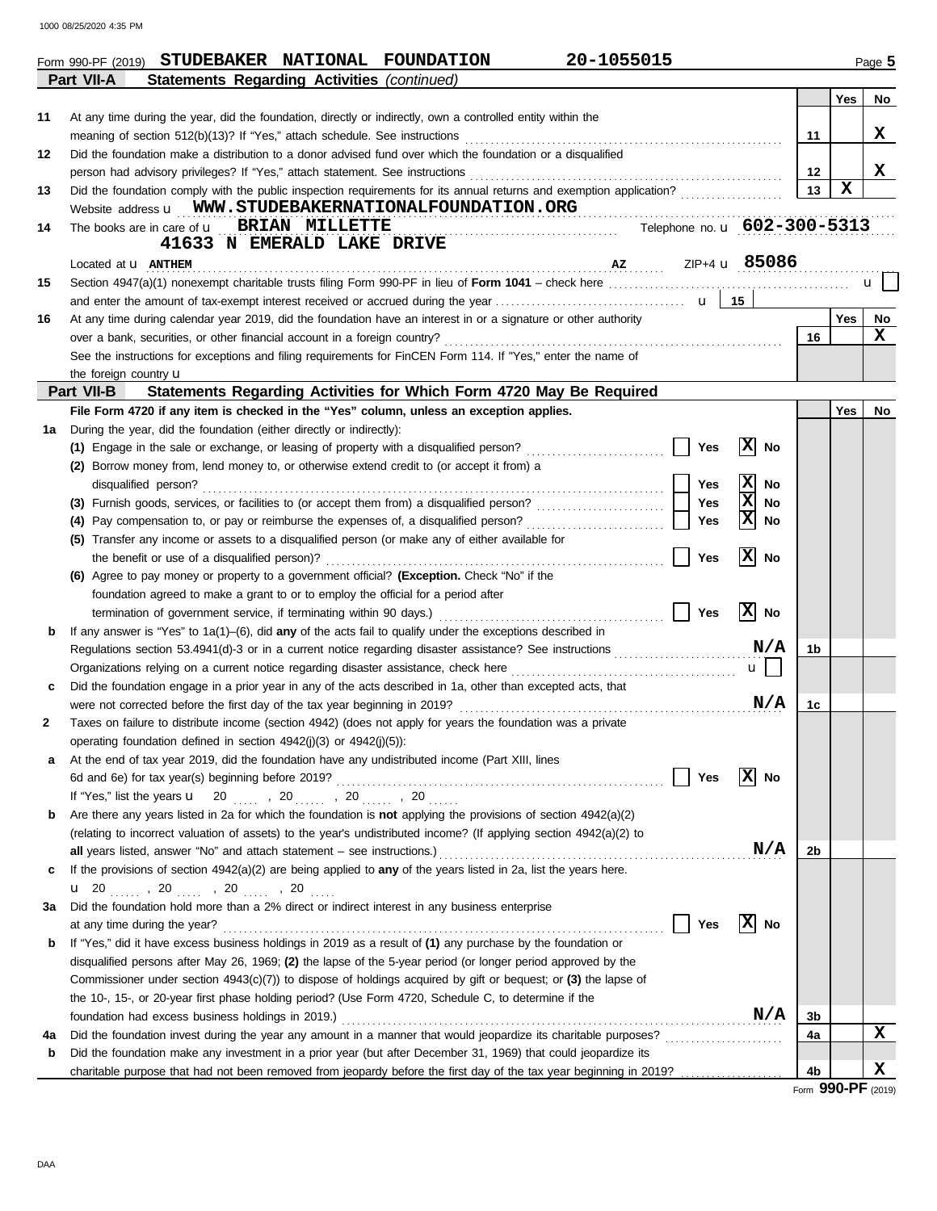Form 990-PF (2019) **STUDEBAKER NATIONAL FOUNDATION** **20-1055015** Page **5**

## Part VII-A Statements Regarding Activities *(continued)*

| | | | Yes | No |
|---|---|---|---|---|
| 11 | At any time during the year, did the foundation, directly or indirectly, own a controlled entity within the meaning of section 512(b)(13)? If "Yes," attach schedule. See instructions | 11 | | X |
| 12 | Did the foundation make a distribution to a donor advised fund over which the foundation or a disqualified person had advisory privileges? If "Yes," attach statement. See instructions | 12 | | X |
| 13 | Did the foundation comply with the public inspection requirements for its annual returns and exemption application? | 13 | X | |

Website address ▶ **WWW.STUDEBAKERNATIONALFOUNDATION.ORG**

14 The books are in care of ▶ **BRIAN MILLETTE** Telephone no. ▶ **602-300-5313**
**41633 N EMERALD LAKE DRIVE**
Located at ▶ **ANTHEM** **AZ** ZIP+4 ▶ **85086**

15 Section 4947(a)(1) nonexempt charitable trusts filing Form 990-PF in lieu of **Form 1041** – check here ▶ ☐
and enter the amount of tax-exempt interest received or accrued during the year ▶ | 15 |

| | | | Yes | No |
|---|---|---|---|---|
| 16 | At any time during calendar year 2019, did the foundation have an interest in or a signature or other authority over a bank, securities, or other financial account in a foreign country? See the instructions for exceptions and filing requirements for FinCEN Form 114. If "Yes," enter the name of the foreign country ▶ | 16 | | X |

## Part VII-B Statements Regarding Activities for Which Form 4720 May Be Required

**File Form 4720 if any item is checked in the "Yes" column, unless an exception applies.**

| | | | Yes | No |
|---|---|---|---|---|
| 1a | During the year, did the foundation (either directly or indirectly): | | | |
| | **(1)** Engage in the sale or exchange, or leasing of property with a disqualified person? ☐ Yes ☒ No | | | |
| | **(2)** Borrow money from, lend money to, or otherwise extend credit to (or accept it from) a disqualified person? ☐ Yes ☒ No | | | |
| | **(3)** Furnish goods, services, or facilities to (or accept them from) a disqualified person? ☐ Yes ☒ No | | | |
| | **(4)** Pay compensation to, or pay or reimburse the expenses of, a disqualified person? ☐ Yes ☒ No | | | |
| | **(5)** Transfer any income or assets to a disqualified person (or make any of either available for the benefit or use of a disqualified person)? ☐ Yes ☒ No | | | |
| | **(6)** Agree to pay money or property to a government official? **(Exception.** Check "No" if the foundation agreed to make a grant to or to employ the official for a period after termination of government service, if terminating within 90 days.) ☐ Yes ☒ No | | | |
| b | If any answer is "Yes" to 1a(1)–(6), did **any** of the acts fail to qualify under the exceptions described in Regulations section 53.4941(d)-3 or in a current notice regarding disaster assistance? See instructions **N/A** | 1b | | |
| | Organizations relying on a current notice regarding disaster assistance, check here ▶ ☐ | | | |
| c | Did the foundation engage in a prior year in any of the acts described in 1a, other than excepted acts, that were not corrected before the first day of the tax year beginning in 2019? **N/A** | 1c | | |
| 2 | Taxes on failure to distribute income (section 4942) (does not apply for years the foundation was a private operating foundation defined in section 4942(j)(3) or 4942(j)(5)): | | | |
| a | At the end of tax year 2019, did the foundation have any undistributed income (Part XIII, lines 6d and 6e) for tax year(s) beginning before 2019? ☐ Yes ☒ No<br>If "Yes," list the years ▶ 20 ..... , 20 ..... , 20 ..... , 20 ..... | | | |
| b | Are there any years listed in 2a for which the foundation is **not** applying the provisions of section 4942(a)(2) (relating to incorrect valuation of assets) to the year's undistributed income? (If applying section 4942(a)(2) to **all** years listed, answer "No" and attach statement – see instructions.) **N/A** | 2b | | |
| c | If the provisions of section 4942(a)(2) are being applied to **any** of the years listed in 2a, list the years here.<br>▶ 20 ..... , 20 ..... , 20 ..... , 20 ..... | | | |
| 3a | Did the foundation hold more than a 2% direct or indirect interest in any business enterprise at any time during the year? ☐ Yes ☒ No | | | |
| b | If "Yes," did it have excess business holdings in 2019 as a result of **(1)** any purchase by the foundation or disqualified persons after May 26, 1969; **(2)** the lapse of the 5-year period (or longer period approved by the Commissioner under section 4943(c)(7)) to dispose of holdings acquired by gift or bequest; or **(3)** the lapse of the 10-, 15-, or 20-year first phase holding period? (Use Form 4720, Schedule C, to determine if the foundation had excess business holdings in 2019.) **N/A** | 3b | | |
| 4a | Did the foundation invest during the year any amount in a manner that would jeopardize its charitable purposes? | 4a | | X |
| b | Did the foundation make any investment in a prior year (but after December 31, 1969) that could jeopardize its charitable purpose that had not been removed from jeopardy before the first day of the tax year beginning in 2019? | 4b | | X |

Form **990-PF** (2019)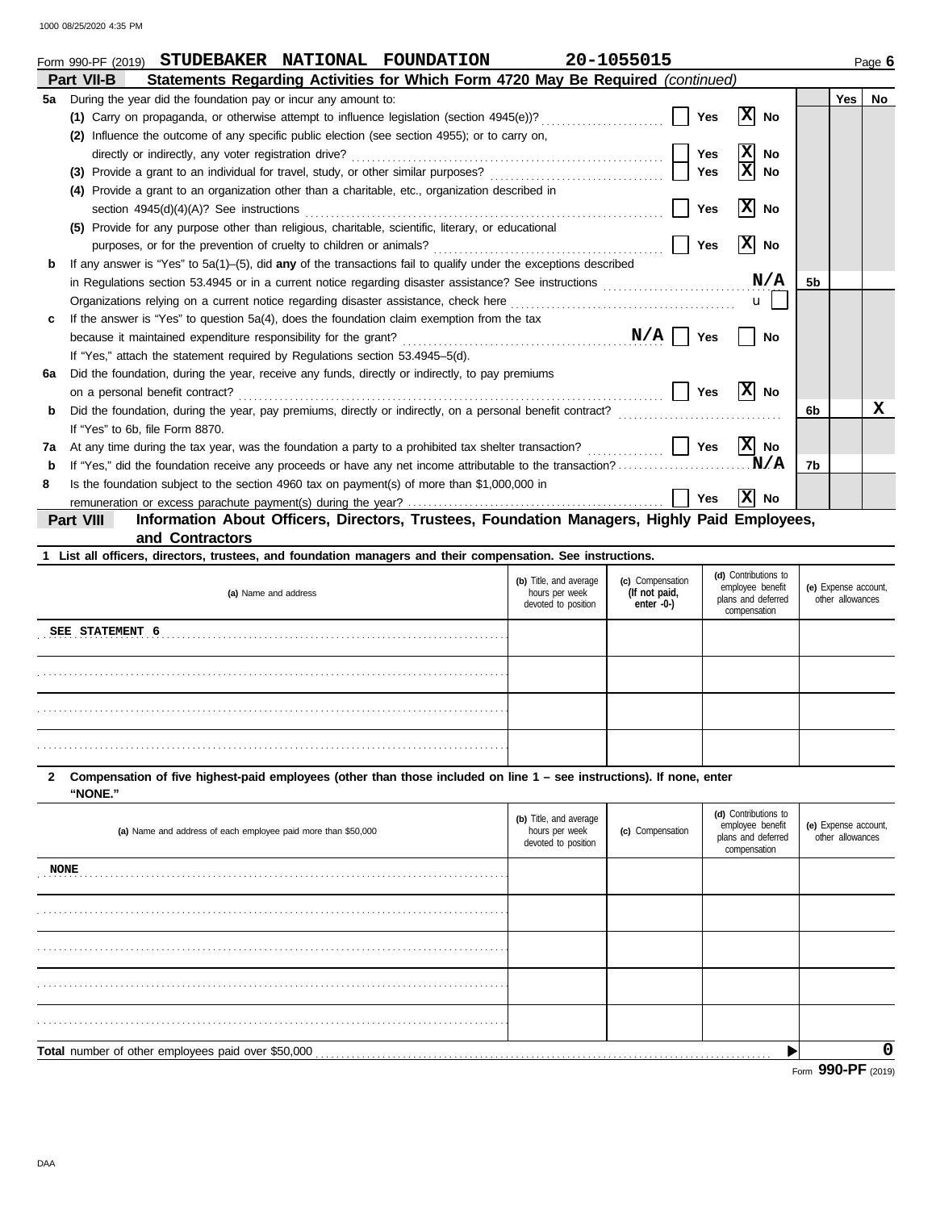Form 990-PF (2019) **STUDEBAKER NATIONAL FOUNDATION** 20-1055015 Page **6**

## Part VII-B Statements Regarding Activities for Which Form 4720 May Be Required *(continued)*

| | | | Yes | No |
|---|---|---|---|---|
| **5a** | During the year did the foundation pay or incur any amount to: | | | |
| | **(1)** Carry on propaganda, or otherwise attempt to influence legislation (section 4945(e))? ☐ Yes ☒ No | | | |
| | **(2)** Influence the outcome of any specific public election (see section 4955); or to carry on, directly or indirectly, any voter registration drive? ☐ Yes ☒ No | | | |
| | **(3)** Provide a grant to an individual for travel, study, or other similar purposes? ☐ Yes ☒ No | | | |
| | **(4)** Provide a grant to an organization other than a charitable, etc., organization described in section 4945(d)(4)(A)? See instructions ☐ Yes ☒ No | | | |
| | **(5)** Provide for any purpose other than religious, charitable, scientific, literary, or educational purposes, or for the prevention of cruelty to children or animals? ☐ Yes ☒ No | | | |
| **b** | If any answer is "Yes" to 5a(1)–(5), did **any** of the transactions fail to qualify under the exceptions described in Regulations section 53.4945 or in a current notice regarding disaster assistance? See instructions **N/A** | 5b | | |
| | Organizations relying on a current notice regarding disaster assistance, check here ☐ | | | |
| **c** | If the answer is "Yes" to question 5a(4), does the foundation claim exemption from the tax because it maintained expenditure responsibility for the grant? **N/A** ☐ Yes ☐ No | | | |
| | If "Yes," attach the statement required by Regulations section 53.4945–5(d). | | | |
| **6a** | Did the foundation, during the year, receive any funds, directly or indirectly, to pay premiums on a personal benefit contract? ☐ Yes ☒ No | | | |
| **b** | Did the foundation, during the year, pay premiums, directly or indirectly, on a personal benefit contract? | 6b | | X |
| | If "Yes" to 6b, file Form 8870. | | | |
| **7a** | At any time during the tax year, was the foundation a party to a prohibited tax shelter transaction? ☐ Yes ☒ No | | | |
| **b** | If "Yes," did the foundation receive any proceeds or have any net income attributable to the transaction? **N/A** | 7b | | |
| **8** | Is the foundation subject to the section 4960 tax on payment(s) of more than $1,000,000 in remuneration or excess parachute payment(s) during the year? ☐ Yes ☒ No | | | |

## Part VIII Information About Officers, Directors, Trustees, Foundation Managers, Highly Paid Employees, and Contractors

**1 List all officers, directors, trustees, and foundation managers and their compensation. See instructions.**

| (a) Name and address | (b) Title, and average hours per week devoted to position | (c) Compensation (If not paid, enter -0-) | (d) Contributions to employee benefit plans and deferred compensation | (e) Expense account, other allowances |
|---|---|---|---|---|
| SEE STATEMENT 6 | | | | |
| | | | | |
| | | | | |
| | | | | |

**2 Compensation of five highest-paid employees (other than those included on line 1 – see instructions). If none, enter "NONE."**

| (a) Name and address of each employee paid more than $50,000 | (b) Title, and average hours per week devoted to position | (c) Compensation | (d) Contributions to employee benefit plans and deferred compensation | (e) Expense account, other allowances |
|---|---|---|---|---|
| NONE | | | | |
| | | | | |
| | | | | |
| | | | | |
| | | | | |

**Total** number of other employees paid over $50,000 ▶ **0**

Form **990-PF** (2019)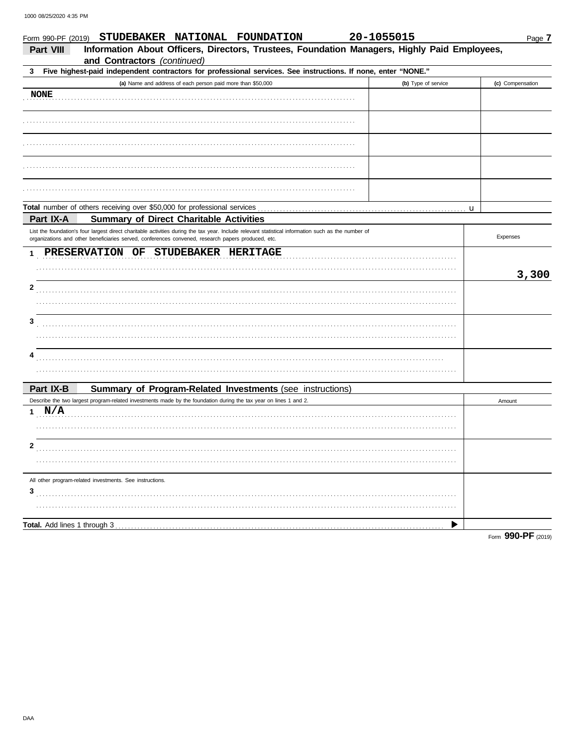Form 990-PF (2019) **STUDEBAKER NATIONAL FOUNDATION** **20-1055015**

## Part VIII Information About Officers, Directors, Trustees, Foundation Managers, Highly Paid Employees, and Contractors *(continued)*

**3 Five highest-paid independent contractors for professional services. See instructions. If none, enter "NONE."**

| (a) Name and address of each person paid more than $50,000 | (b) Type of service | (c) Compensation |
|---|---|---|
| NONE | | |
| | | |
| | | |
| | | |
| | | |

**Total** number of others receiving over $50,000 for professional services . . . u

## Part IX-A Summary of Direct Charitable Activities

| List the foundation's four largest direct charitable activities during the tax year. Include relevant statistical information such as the number of organizations and other beneficiaries served, conferences convened, research papers produced, etc. | Expenses |
|---|---|
| 1 PRESERVATION OF STUDEBAKER HERITAGE | 3,300 |
| 2 | |
| 3 | |
| 4 | |

## Part IX-B Summary of Program-Related Investments (see instructions)

| Describe the two largest program-related investments made by the foundation during the tax year on lines 1 and 2. | Amount |
|---|---|
| 1 N/A | |
| 2 | |
| All other program-related investments. See instructions. | |
| 3 | |
| **Total.** Add lines 1 through 3 ▶ | |

Form **990-PF** (2019)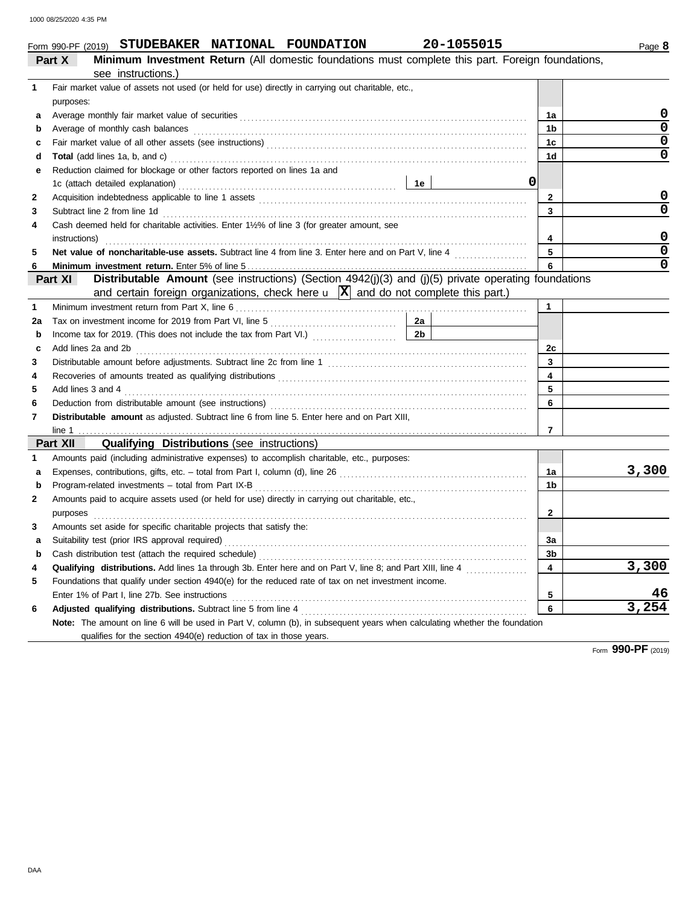Form 990-PF (2019) **STUDEBAKER NATIONAL FOUNDATION** **20-1055015**

## Part X — Minimum Investment Return (All domestic foundations must complete this part. Foreign foundations, see instructions.)

| | | | | |
|---|---|---|---|---|
| 1 | Fair market value of assets not used (or held for use) directly in carrying out charitable, etc., purposes: | | | |
| a | Average monthly fair market value of securities | | 1a | 0 |
| b | Average of monthly cash balances | | 1b | 0 |
| c | Fair market value of all other assets (see instructions) | | 1c | 0 |
| d | **Total** (add lines 1a, b, and c) | | 1d | 0 |
| e | Reduction claimed for blockage or other factors reported on lines 1a and 1c (attach detailed explanation) | 1e 0 | | |
| 2 | Acquisition indebtedness applicable to line 1 assets | | 2 | 0 |
| 3 | Subtract line 2 from line 1d | | 3 | 0 |
| 4 | Cash deemed held for charitable activities. Enter 1½% of line 3 (for greater amount, see instructions) | | 4 | 0 |
| 5 | **Net value of noncharitable-use assets.** Subtract line 4 from line 3. Enter here and on Part V, line 4 | | 5 | 0 |
| 6 | **Minimum investment return.** Enter 5% of line 5 | | 6 | 0 |

## Part XI — Distributable Amount (see instructions) (Section 4942(j)(3) and (j)(5) private operating foundations and certain foreign organizations, check here u [X] and do not complete this part.)

| | | | | |
|---|---|---|---|---|
| 1 | Minimum investment return from Part X, line 6 | | 1 | |
| 2a | Tax on investment income for 2019 from Part VI, line 5 | 2a | | |
| b | Income tax for 2019. (This does not include the tax from Part VI.) | 2b | | |
| c | Add lines 2a and 2b | | 2c | |
| 3 | Distributable amount before adjustments. Subtract line 2c from line 1 | | 3 | |
| 4 | Recoveries of amounts treated as qualifying distributions | | 4 | |
| 5 | Add lines 3 and 4 | | 5 | |
| 6 | Deduction from distributable amount (see instructions) | | 6 | |
| 7 | **Distributable amount** as adjusted. Subtract line 6 from line 5. Enter here and on Part XIII, line 1 | | 7 | |

## Part XII — Qualifying Distributions (see instructions)

| | | | |
|---|---|---|---|
| 1 | Amounts paid (including administrative expenses) to accomplish charitable, etc., purposes: | | |
| a | Expenses, contributions, gifts, etc. – total from Part I, column (d), line 26 | 1a | 3,300 |
| b | Program-related investments – total from Part IX-B | 1b | |
| 2 | Amounts paid to acquire assets used (or held for use) directly in carrying out charitable, etc., purposes | 2 | |
| 3 | Amounts set aside for specific charitable projects that satisfy the: | | |
| a | Suitability test (prior IRS approval required) | 3a | |
| b | Cash distribution test (attach the required schedule) | 3b | |
| 4 | **Qualifying distributions.** Add lines 1a through 3b. Enter here and on Part V, line 8; and Part XIII, line 4 | 4 | 3,300 |
| 5 | Foundations that qualify under section 4940(e) for the reduced rate of tax on net investment income. Enter 1% of Part I, line 27b. See instructions | 5 | 46 |
| 6 | **Adjusted qualifying distributions.** Subtract line 5 from line 4 | 6 | 3,254 |

**Note:** The amount on line 6 will be used in Part V, column (b), in subsequent years when calculating whether the foundation qualifies for the section 4940(e) reduction of tax in those years.

Form **990-PF** (2019)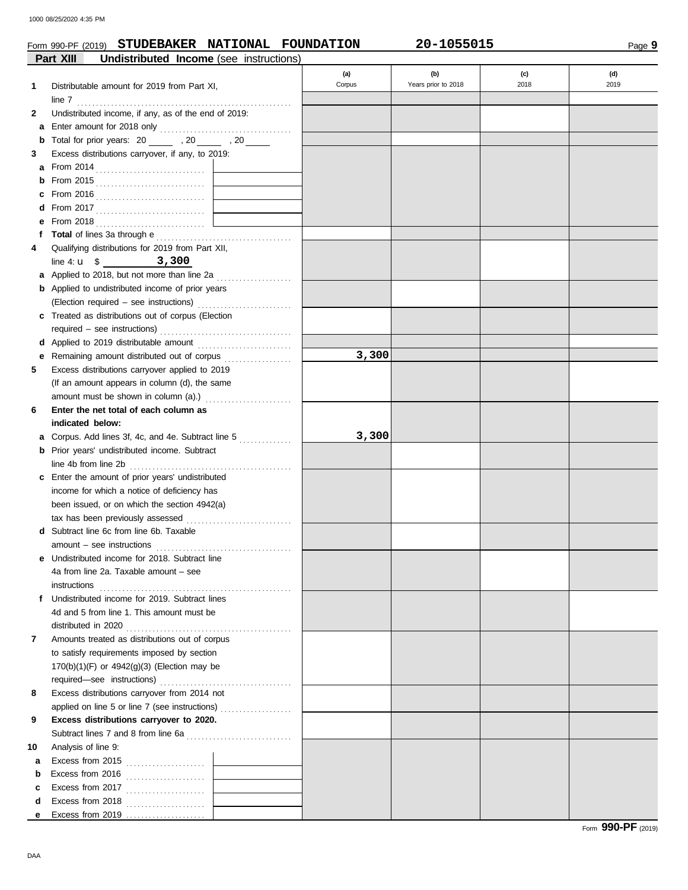Form 990-PF (2019) **STUDEBAKER NATIONAL FOUNDATION** **20-1055015** Page **9**

## Part XIII Undistributed Income (see instructions)

| | | | (a) Corpus | (b) Years prior to 2018 | (c) 2018 | (d) 2019 |
|---|---|---|---|---|---|---|
| **1** | Distributable amount for 2019 from Part XI, line 7 | | | | | |
| **2** | Undistributed income, if any, as of the end of 2019: | | | | | |
| **a** | Enter amount for 2018 only | | | | | |
| **b** | Total for prior years: 20 ___ , 20 ___ , 20 ___ | | | | | |
| **3** | Excess distributions carryover, if any, to 2019: | | | | | |
| **a** | From 2014 | | | | | |
| **b** | From 2015 | | | | | |
| **c** | From 2016 | | | | | |
| **d** | From 2017 | | | | | |
| **e** | From 2018 | | | | | |
| **f** | **Total** of lines 3a through e | | | | | |
| **4** | Qualifying distributions for 2019 from Part XII, line 4: u $ **3,300** | | | | | |
| **a** | Applied to 2018, but not more than line 2a | | | | | |
| **b** | Applied to undistributed income of prior years (Election required – see instructions) | | | | | |
| **c** | Treated as distributions out of corpus (Election required – see instructions) | | | | | |
| **d** | Applied to 2019 distributable amount | | | | | |
| **e** | Remaining amount distributed out of corpus | | **3,300** | | | |
| **5** | Excess distributions carryover applied to 2019 (If an amount appears in column (d), the same amount must be shown in column (a).) | | | | | |
| **6** | **Enter the net total of each column as indicated below:** | | | | | |
| **a** | Corpus. Add lines 3f, 4c, and 4e. Subtract line 5 | | **3,300** | | | |
| **b** | Prior years' undistributed income. Subtract line 4b from line 2b | | | | | |
| **c** | Enter the amount of prior years' undistributed income for which a notice of deficiency has been issued, or on which the section 4942(a) tax has been previously assessed | | | | | |
| **d** | Subtract line 6c from line 6b. Taxable amount – see instructions | | | | | |
| **e** | Undistributed income for 2018. Subtract line 4a from line 2a. Taxable amount – see instructions | | | | | |
| **f** | Undistributed income for 2019. Subtract lines 4d and 5 from line 1. This amount must be distributed in 2020 | | | | | |
| **7** | Amounts treated as distributions out of corpus to satisfy requirements imposed by section 170(b)(1)(F) or 4942(g)(3) (Election may be required—see instructions) | | | | | |
| **8** | Excess distributions carryover from 2014 not applied on line 5 or line 7 (see instructions) | | | | | |
| **9** | **Excess distributions carryover to 2020.** Subtract lines 7 and 8 from line 6a | | | | | |
| **10** | Analysis of line 9: | | | | | |
| **a** | Excess from 2015 | | | | | |
| **b** | Excess from 2016 | | | | | |
| **c** | Excess from 2017 | | | | | |
| **d** | Excess from 2018 | | | | | |
| **e** | Excess from 2019 | | | | | |

Form **990-PF** (2019)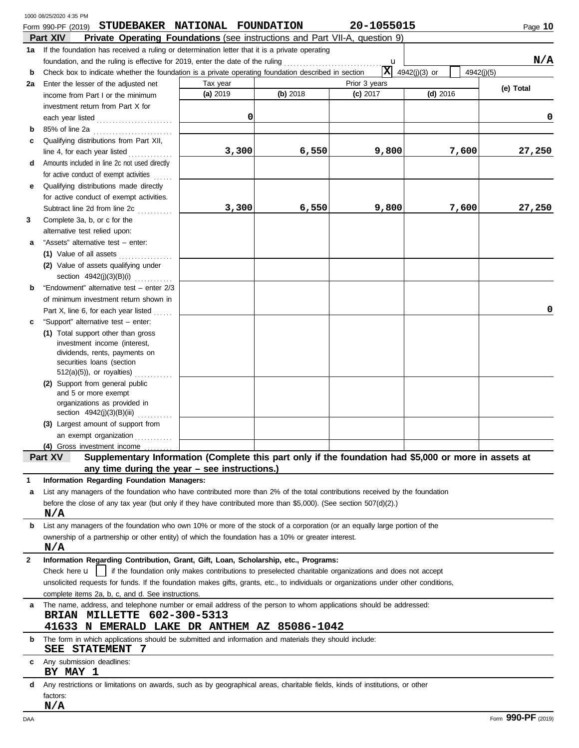Form 990-PF (2019) **STUDEBAKER NATIONAL FOUNDATION** **20-1055015**

## Part XIV Private Operating Foundations (see instructions and Part VII-A, question 9)

**1a** If the foundation has received a ruling or determination letter that it is a private operating foundation, and the ruling is effective for 2019, enter the date of the ruling ........ u **N/A**

**b** Check box to indicate whether the foundation is a private operating foundation described in section [X] 4942(j)(3) or [ ] 4942(j)(5)

| | | Tax year | Prior 3 years | | | |
|---|---|---|---|---|---|---|
| | | **(a)** 2019 | **(b)** 2018 | **(c)** 2017 | **(d)** 2016 | **(e) Total** |
| **2a** | Enter the lesser of the adjusted net income from Part I or the minimum investment return from Part X for each year listed | 0 | | | | 0 |
| **b** | 85% of line 2a | | | | | |
| **c** | Qualifying distributions from Part XII, line 4, for each year listed | 3,300 | 6,550 | 9,800 | 7,600 | 27,250 |
| **d** | Amounts included in line 2c not used directly for active conduct of exempt activities | | | | | |
| **e** | Qualifying distributions made directly for active conduct of exempt activities. Subtract line 2d from line 2c | 3,300 | 6,550 | 9,800 | 7,600 | 27,250 |
| **3** | Complete 3a, b, or c for the alternative test relied upon: | | | | | |
| **a** | "Assets" alternative test – enter: | | | | | |
| | **(1)** Value of all assets | | | | | |
| | **(2)** Value of assets qualifying under section 4942(j)(3)(B)(i) | | | | | |
| **b** | "Endowment" alternative test – enter 2/3 of minimum investment return shown in Part X, line 6, for each year listed | | | | | 0 |
| **c** | "Support" alternative test – enter: | | | | | |
| | **(1)** Total support other than gross investment income (interest, dividends, rents, payments on securities loans (section 512(a)(5)), or royalties) | | | | | |
| | **(2)** Support from general public and 5 or more exempt organizations as provided in section 4942(j)(3)(B)(iii) | | | | | |
| | **(3)** Largest amount of support from an exempt organization | | | | | |
| | **(4)** Gross investment income | | | | | |

## Part XV Supplementary Information (Complete this part only if the foundation had $5,000 or more in assets at any time during the year – see instructions.)

**1 Information Regarding Foundation Managers:**

**a** List any managers of the foundation who have contributed more than 2% of the total contributions received by the foundation before the close of any tax year (but only if they have contributed more than $5,000). (See section 507(d)(2).)

**N/A**

**b** List any managers of the foundation who own 10% or more of the stock of a corporation (or an equally large portion of the ownership of a partnership or other entity) of which the foundation has a 10% or greater interest.

**N/A**

**2 Information Regarding Contribution, Grant, Gift, Loan, Scholarship, etc., Programs:**

Check here u [ ] if the foundation only makes contributions to preselected charitable organizations and does not accept unsolicited requests for funds. If the foundation makes gifts, grants, etc., to individuals or organizations under other conditions, complete items 2a, b, c, and d. See instructions.

**a** The name, address, and telephone number or email address of the person to whom applications should be addressed:

**BRIAN MILLETTE 602-300-5313**
**41633 N EMERALD LAKE DR ANTHEM AZ 85086-1042**

**b** The form in which applications should be submitted and information and materials they should include:

**SEE STATEMENT 7**

**c** Any submission deadlines:

**BY MAY 1**

**d** Any restrictions or limitations on awards, such as by geographical areas, charitable fields, kinds of institutions, or other factors:

**N/A**

Form **990-PF** (2019)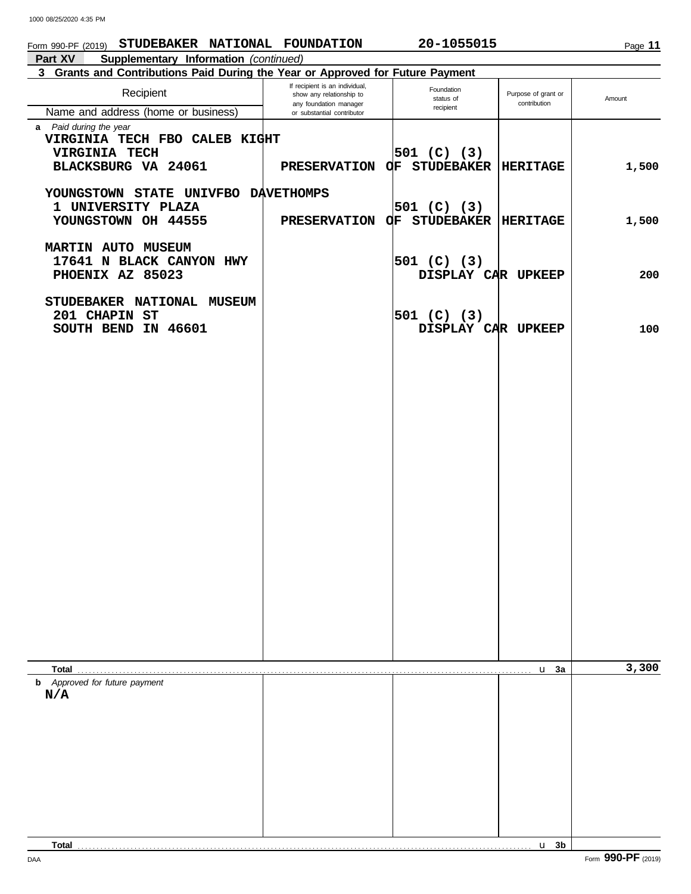Form 990-PF (2019) **STUDEBAKER NATIONAL FOUNDATION** **20-1055015**

**Part XV** **Supplementary Information** *(continued)*

**3 Grants and Contributions Paid During the Year or Approved for Future Payment**

| Recipient<br>Name and address (home or business) | If recipient is an individual, show any relationship to any foundation manager or substantial contributor | Foundation status of recipient | Purpose of grant or contribution | Amount |
|---|---|---|---|---|
| **a** *Paid during the year* | | | | |
| VIRGINIA TECH FBO CALEB KIGHT<br>VIRGINIA TECH<br>BLACKSBURG VA 24061 | | 501 (C) (3) | PRESERVATION OF STUDEBAKER HERITAGE | 1,500 |
| YOUNGSTOWN STATE UNIVFBO DAVETHOMPS<br>1 UNIVERSITY PLAZA<br>YOUNGSTOWN OH 44555 | | 501 (C) (3) | PRESERVATION OF STUDEBAKER HERITAGE | 1,500 |
| MARTIN AUTO MUSEUM<br>17641 N BLACK CANYON HWY<br>PHOENIX AZ 85023 | | 501 (C) (3) | DISPLAY CAR UPKEEP | 200 |
| STUDEBAKER NATIONAL MUSEUM<br>201 CHAPIN ST<br>SOUTH BEND IN 46601 | | 501 (C) (3) | DISPLAY CAR UPKEEP | 100 |
| **Total** ▶ **3a** | | | | 3,300 |
| **b** *Approved for future payment*<br>N/A | | | | |
| **Total** ▶ **3b** | | | | |

Form **990-PF** (2019)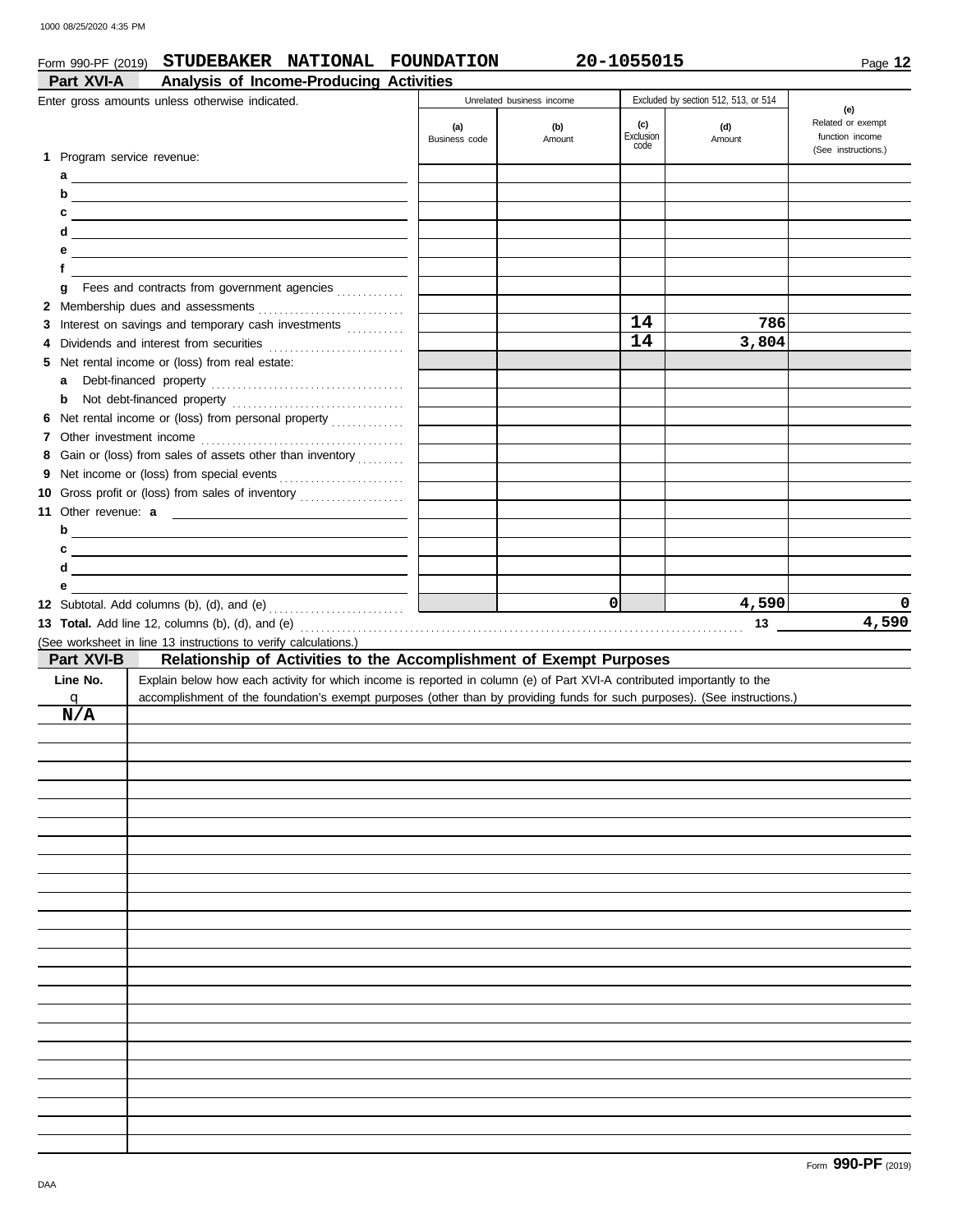Form 990-PF (2019) **STUDEBAKER NATIONAL FOUNDATION** **20-1055015**

## Part XVI-A Analysis of Income-Producing Activities

| Enter gross amounts unless otherwise indicated. | Unrelated business income | | Excluded by section 512, 513, or 514 | | (e) Related or exempt function income (See instructions.) |
|---|---|---|---|---|---|
| | (a) Business code | (b) Amount | (c) Exclusion code | (d) Amount | |
| **1** Program service revenue: | | | | | |
| a | | | | | |
| b | | | | | |
| c | | | | | |
| d | | | | | |
| e | | | | | |
| f | | | | | |
| g Fees and contracts from government agencies | | | | | |
| **2** Membership dues and assessments | | | | | |
| **3** Interest on savings and temporary cash investments | | | 14 | 786 | |
| **4** Dividends and interest from securities | | | 14 | 3,804 | |
| **5** Net rental income or (loss) from real estate: | | | | | |
| a Debt-financed property | | | | | |
| b Not debt-financed property | | | | | |
| **6** Net rental income or (loss) from personal property | | | | | |
| **7** Other investment income | | | | | |
| **8** Gain or (loss) from sales of assets other than inventory | | | | | |
| **9** Net income or (loss) from special events | | | | | |
| **10** Gross profit or (loss) from sales of inventory | | | | | |
| **11** Other revenue: a | | | | | |
| b | | | | | |
| c | | | | | |
| d | | | | | |
| e | | | | | |
| **12** Subtotal. Add columns (b), (d), and (e) | | 0 | | 4,590 | 0 |

**13 Total.** Add line 12, columns (b), (d), and (e) ..... **13** **4,590**

(See worksheet in line 13 instructions to verify calculations.)

## Part XVI-B Relationship of Activities to the Accomplishment of Exempt Purposes

| Line No. ▼ | Explain below how each activity for which income is reported in column (e) of Part XVI-A contributed importantly to the accomplishment of the foundation's exempt purposes (other than by providing funds for such purposes). (See instructions.) |
|---|---|
| N/A | |

Form **990-PF** (2019)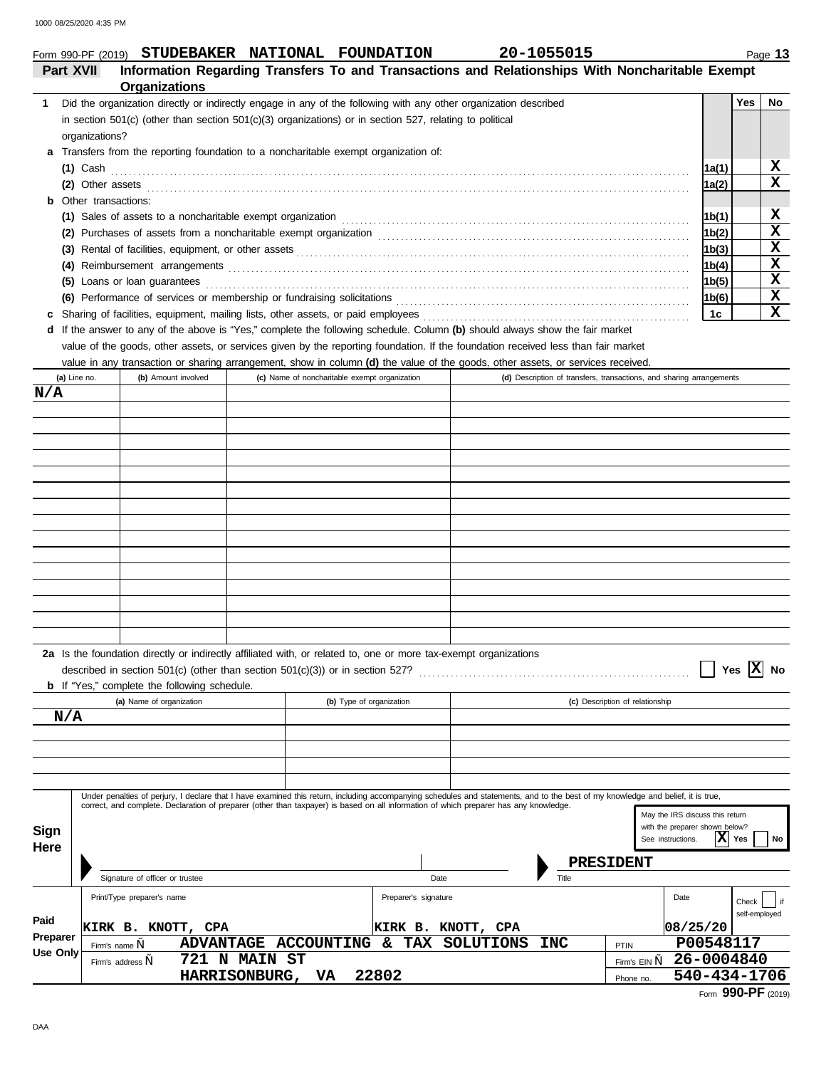1000 08/25/2020 4:35 PM

Form 990-PF (2019) **STUDEBAKER NATIONAL FOUNDATION** **20-1055015**

## Part XVII Information Regarding Transfers To and Transactions and Relationships With Noncharitable Exempt Organizations

| | | | Yes | No |
|---|---|---|---|---|
| **1** | Did the organization directly or indirectly engage in any of the following with any other organization described in section 501(c) (other than section 501(c)(3) organizations) or in section 527, relating to political organizations? | | | |
| **a** | Transfers from the reporting foundation to a noncharitable exempt organization of: | | | |
| | **(1)** Cash | 1a(1) | | X |
| | **(2)** Other assets | 1a(2) | | X |
| **b** | Other transactions: | | | |
| | **(1)** Sales of assets to a noncharitable exempt organization | 1b(1) | | X |
| | **(2)** Purchases of assets from a noncharitable exempt organization | 1b(2) | | X |
| | **(3)** Rental of facilities, equipment, or other assets | 1b(3) | | X |
| | **(4)** Reimbursement arrangements | 1b(4) | | X |
| | **(5)** Loans or loan guarantees | 1b(5) | | X |
| | **(6)** Performance of services or membership or fundraising solicitations | 1b(6) | | X |
| **c** | Sharing of facilities, equipment, mailing lists, other assets, or paid employees | 1c | | X |

**d** If the answer to any of the above is "Yes," complete the following schedule. Column **(b)** should always show the fair market value of the goods, other assets, or services given by the reporting foundation. If the foundation received less than fair market value in any transaction or sharing arrangement, show in column **(d)** the value of the goods, other assets, or services received.

| (a) Line no. | (b) Amount involved | (c) Name of noncharitable exempt organization | (d) Description of transfers, transactions, and sharing arrangements |
|---|---|---|---|
| N/A | | | |

**2a** Is the foundation directly or indirectly affiliated with, or related to, one or more tax-exempt organizations described in section 501(c) (other than section 501(c)(3)) or in section 527? ☐ Yes ☒ No

**b** If "Yes," complete the following schedule.

| (a) Name of organization | (b) Type of organization | (c) Description of relationship |
|---|---|---|
| N/A | | |

**Sign Here**

Under penalties of perjury, I declare that I have examined this return, including accompanying schedules and statements, and to the best of my knowledge and belief, it is true, correct, and complete. Declaration of preparer (other than taxpayer) is based on all information of which preparer has any knowledge.

May the IRS discuss this return with the preparer shown below? See instructions. ☒ Yes ☐ No

Signature of officer or trustee | Date | Title: **PRESIDENT**

**Paid Preparer Use Only**

| Print/Type preparer's name | Preparer's signature | Date | Check ☐ if self-employed |
|---|---|---|---|
| KIRK B. KNOTT, CPA | KIRK B. KNOTT, CPA | 08/25/20 | |

Firm's name: **ADVANTAGE ACCOUNTING & TAX SOLUTIONS INC** — PTIN: **P00548117**

Firm's address: **721 N MAIN ST, HARRISONBURG, VA 22802** — Firm's EIN: **26-0004840** — Phone no.: **540-434-1706**

Form **990-PF** (2019)

DAA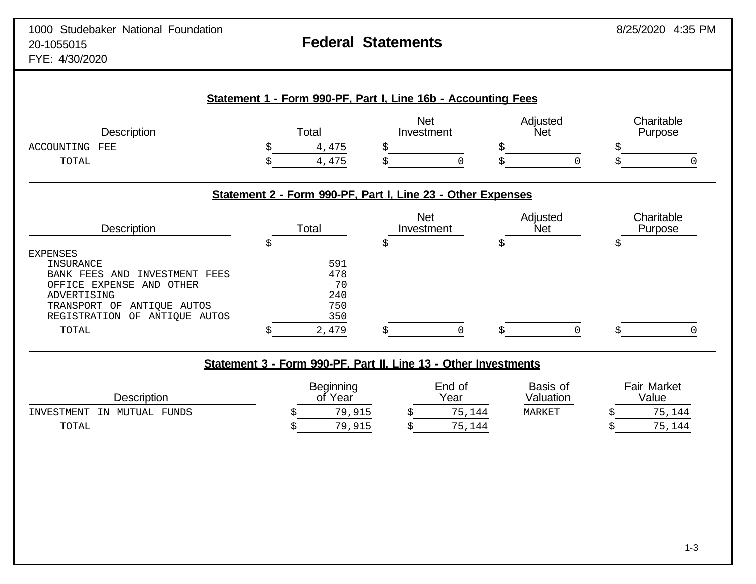1000 Studebaker National Foundation
20-1055015
FYE: 4/30/2020

# Federal Statements

8/25/2020 4:35 PM

## Statement 1 - Form 990-PF, Part I, Line 16b - Accounting Fees

| Description | Total | Net Investment | Adjusted Net | Charitable Purpose |
|---|---|---|---|---|
| ACCOUNTING FEE | $ 4,475 | $ | $ | $ |
| TOTAL | $ 4,475 | $ 0 | $ 0 | $ 0 |

## Statement 2 - Form 990-PF, Part I, Line 23 - Other Expenses

| Description | Total | Net Investment | Adjusted Net | Charitable Purpose |
|---|---|---|---|---|
| | $ | $ | $ | $ |
| EXPENSES | | | | |
| INSURANCE | 591 | | | |
| BANK FEES AND INVESTMENT FEES | 478 | | | |
| OFFICE EXPENSE AND OTHER | 70 | | | |
| ADVERTISING | 240 | | | |
| TRANSPORT OF ANTIQUE AUTOS | 750 | | | |
| REGISTRATION OF ANTIQUE AUTOS | 350 | | | |
| TOTAL | $ 2,479 | $ 0 | $ 0 | $ 0 |

## Statement 3 - Form 990-PF, Part II, Line 13 - Other Investments

| Description | Beginning of Year | End of Year | Basis of Valuation | Fair Market Value |
|---|---|---|---|---|
| INVESTMENT IN MUTUAL FUNDS | $ 79,915 | $ 75,144 | MARKET | $ 75,144 |
| TOTAL | $ 79,915 | $ 75,144 | | $ 75,144 |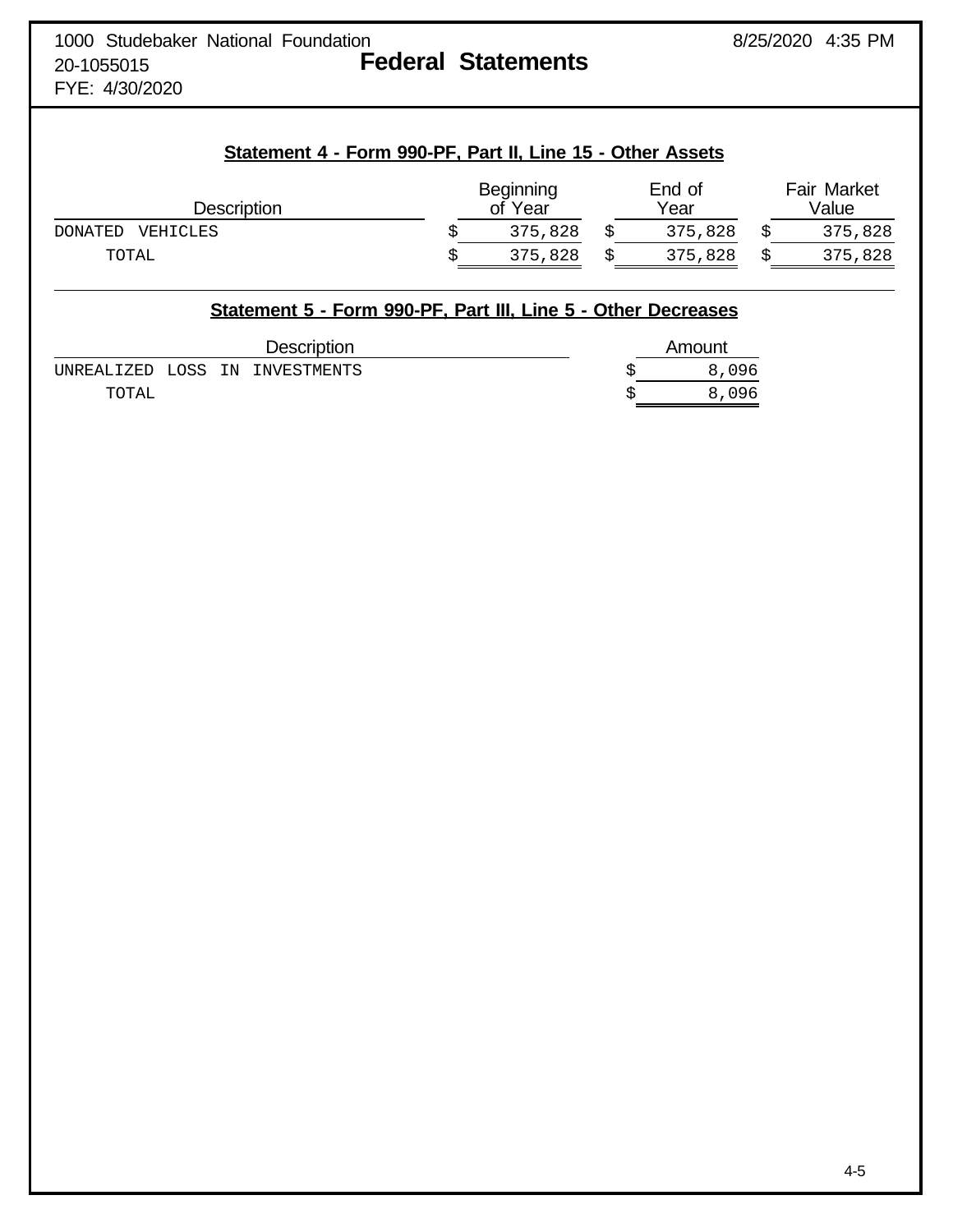1000 Studebaker National Foundation
20-1055015
FYE: 4/30/2020

# Federal Statements

### Statement 4 - Form 990-PF, Part II, Line 15 - Other Assets

| Description | Beginning of Year | End of Year | Fair Market Value |
|---|---|---|---|
| DONATED VEHICLES | $ 375,828 | $ 375,828 | $ 375,828 |
| TOTAL | $ 375,828 | $ 375,828 | $ 375,828 |

### Statement 5 - Form 990-PF, Part III, Line 5 - Other Decreases

| Description | Amount |
|---|---|
| UNREALIZED LOSS IN INVESTMENTS | $ 8,096 |
| TOTAL | $ 8,096 |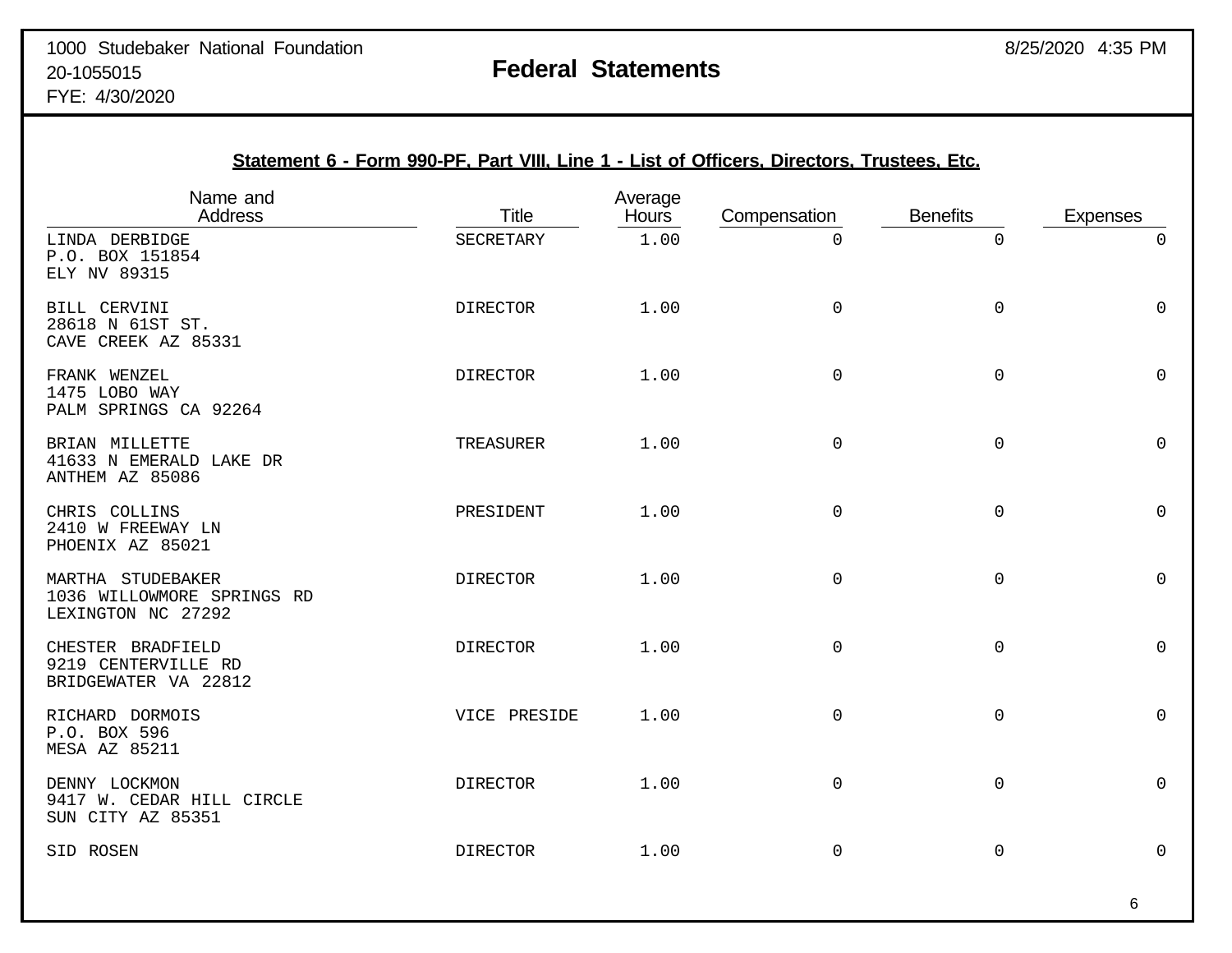1000 Studebaker National Foundation
20-1055015
FYE: 4/30/2020

# Federal Statements

8/25/2020 4:35 PM

## Statement 6 - Form 990-PF, Part VIII, Line 1 - List of Officers, Directors, Trustees, Etc.

| Name and Address | Title | Average Hours | Compensation | Benefits | Expenses |
|---|---|---|---|---|---|
| LINDA DERBIDGE<br>P.O. BOX 151854<br>ELY NV 89315 | SECRETARY | 1.00 | 0 | 0 | 0 |
| BILL CERVINI<br>28618 N 61ST ST.<br>CAVE CREEK AZ 85331 | DIRECTOR | 1.00 | 0 | 0 | 0 |
| FRANK WENZEL<br>1475 LOBO WAY<br>PALM SPRINGS CA 92264 | DIRECTOR | 1.00 | 0 | 0 | 0 |
| BRIAN MILLETTE<br>41633 N EMERALD LAKE DR<br>ANTHEM AZ 85086 | TREASURER | 1.00 | 0 | 0 | 0 |
| CHRIS COLLINS<br>2410 W FREEWAY LN<br>PHOENIX AZ 85021 | PRESIDENT | 1.00 | 0 | 0 | 0 |
| MARTHA STUDEBAKER<br>1036 WILLOWMORE SPRINGS RD<br>LEXINGTON NC 27292 | DIRECTOR | 1.00 | 0 | 0 | 0 |
| CHESTER BRADFIELD<br>9219 CENTERVILLE RD<br>BRIDGEWATER VA 22812 | DIRECTOR | 1.00 | 0 | 0 | 0 |
| RICHARD DORMOIS<br>P.O. BOX 596<br>MESA AZ 85211 | VICE PRESIDE | 1.00 | 0 | 0 | 0 |
| DENNY LOCKMON<br>9417 W. CEDAR HILL CIRCLE<br>SUN CITY AZ 85351 | DIRECTOR | 1.00 | 0 | 0 | 0 |
| SID ROSEN | DIRECTOR | 1.00 | 0 | 0 | 0 |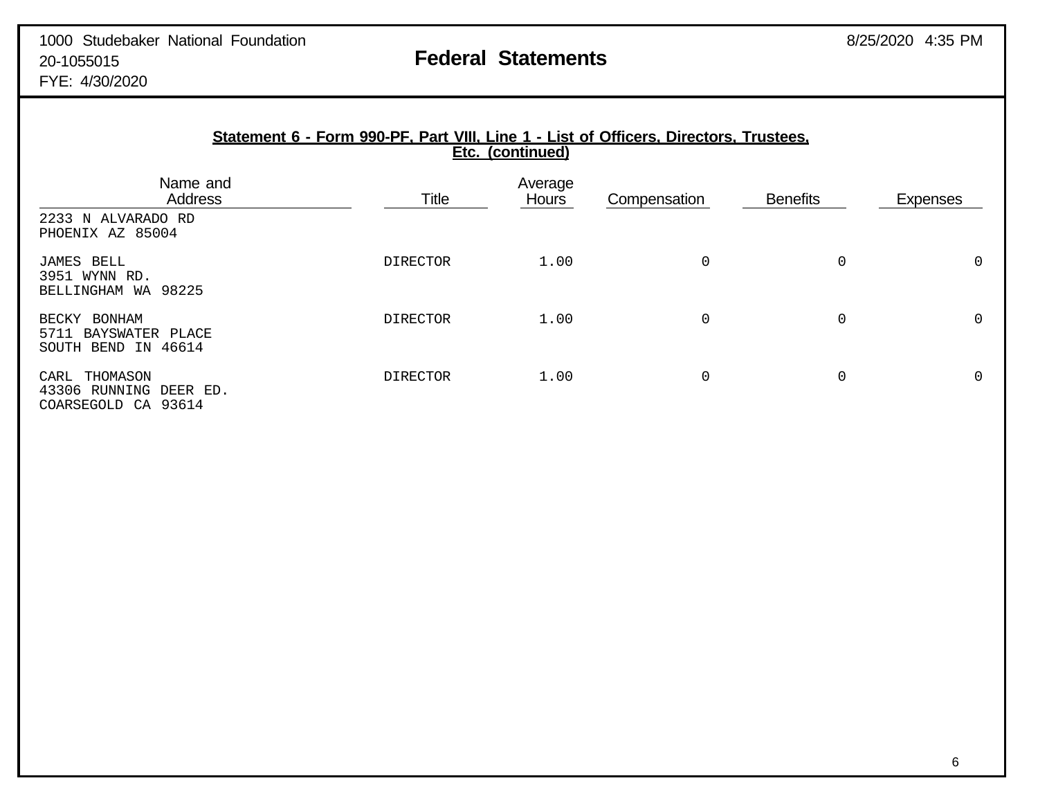## Statement 6 - Form 990-PF, Part VIII, Line 1 - List of Officers, Directors, Trustees, Etc. (continued)

| Name and Address | Title | Average Hours | Compensation | Benefits | Expenses |
|---|---|---|---|---|---|
| 2233 N ALVARADO RD<br>PHOENIX AZ 85004 | | | | | |
| JAMES BELL<br>3951 WYNN RD.<br>BELLINGHAM WA 98225 | DIRECTOR | 1.00 | 0 | 0 | 0 |
| BECKY BONHAM<br>5711 BAYSWATER PLACE<br>SOUTH BEND IN 46614 | DIRECTOR | 1.00 | 0 | 0 | 0 |
| CARL THOMASON<br>43306 RUNNING DEER ED.<br>COARSEGOLD CA 93614 | DIRECTOR | 1.00 | 0 | 0 | 0 |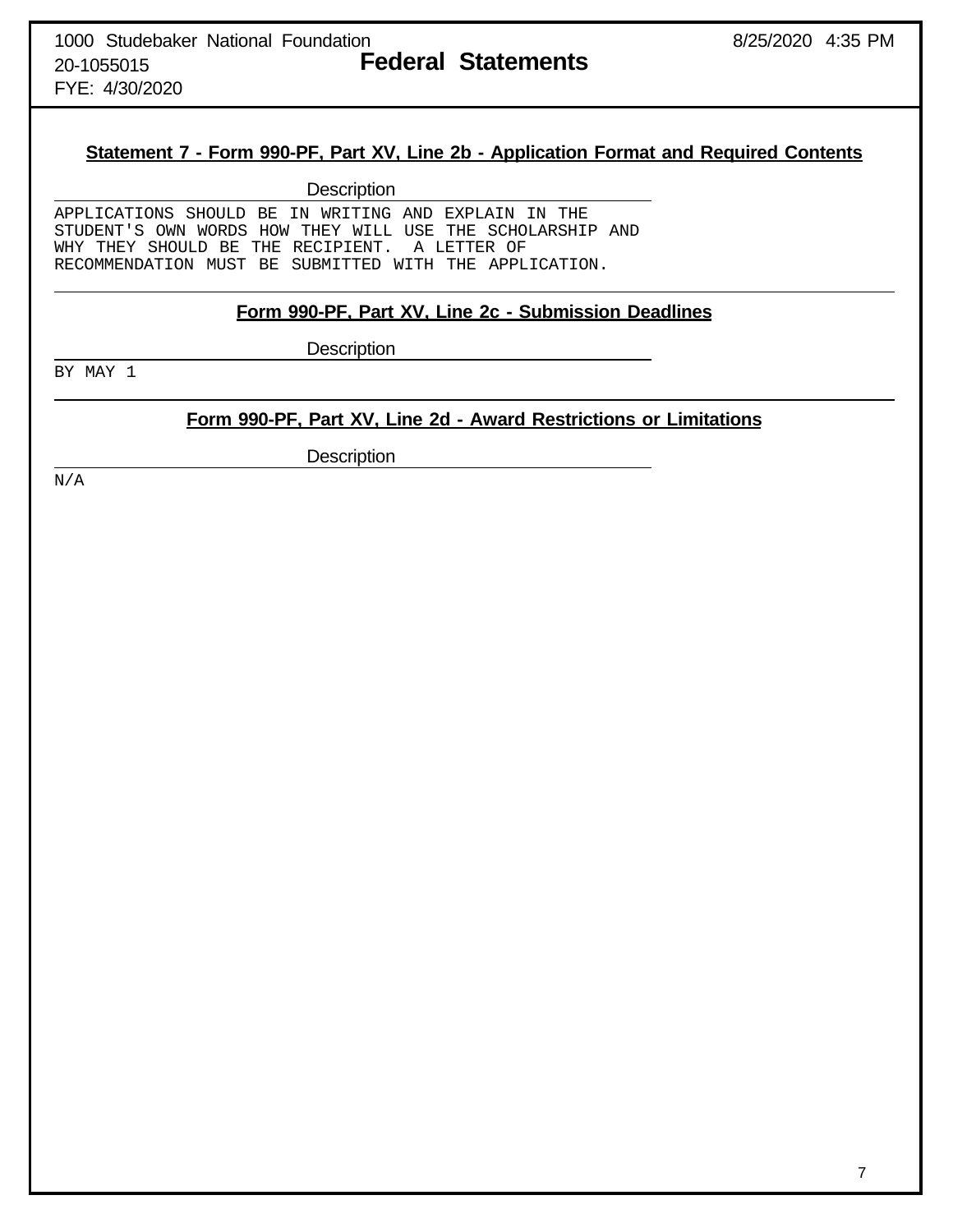1000 Studebaker National Foundation
20-1055015
FYE: 4/30/2020

# Federal Statements

8/25/2020 4:35 PM

## Statement 7 - Form 990-PF, Part XV, Line 2b - Application Format and Required Contents

| Description |
| --- |
| APPLICATIONS SHOULD BE IN WRITING AND EXPLAIN IN THE STUDENT'S OWN WORDS HOW THEY WILL USE THE SCHOLARSHIP AND WHY THEY SHOULD BE THE RECIPIENT. A LETTER OF RECOMMENDATION MUST BE SUBMITTED WITH THE APPLICATION. |

## Form 990-PF, Part XV, Line 2c - Submission Deadlines

| Description |
| --- |
| BY MAY 1 |

## Form 990-PF, Part XV, Line 2d - Award Restrictions or Limitations

| Description |
| --- |
| N/A |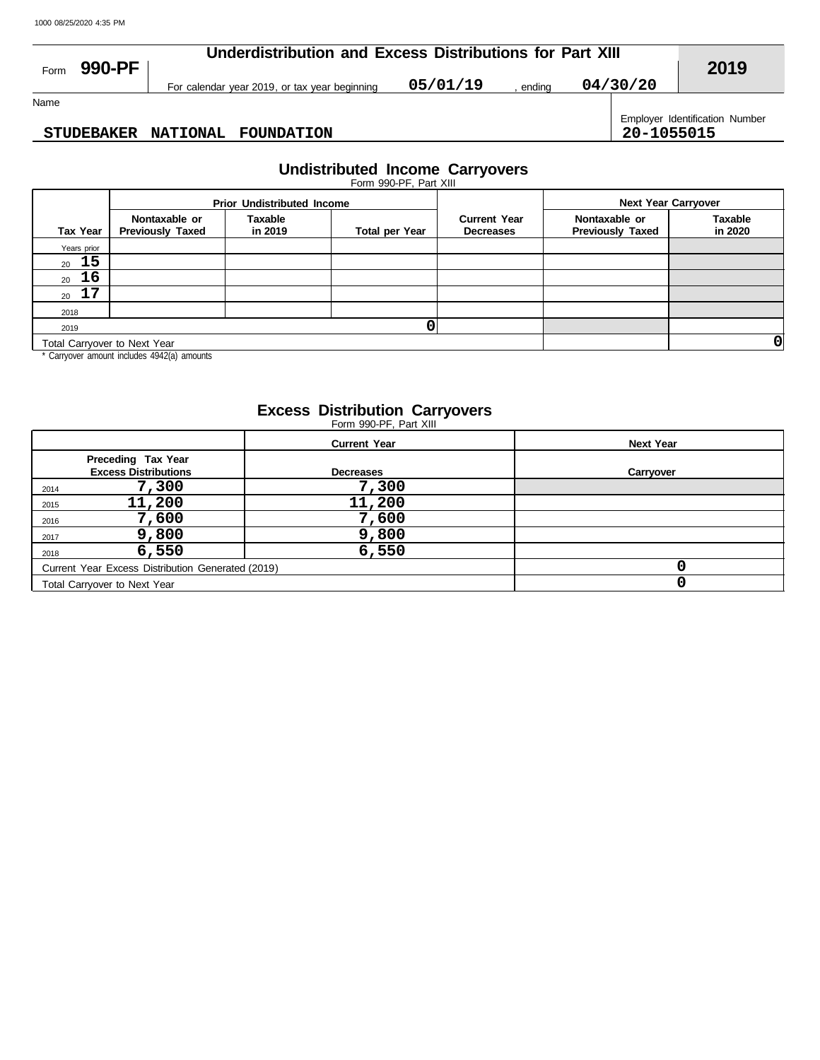1000 08/25/2020 4:35 PM

Form **990-PF**

# Underdistribution and Excess Distributions for Part XIII

**2019**

For calendar year 2019, or tax year beginning **05/01/19** , ending **04/30/20**

Name

**STUDEBAKER NATIONAL FOUNDATION**

Employer Identification Number

**20-1055015**

## Undistributed Income Carryovers

Form 990-PF, Part XIII

| | Prior Undistributed Income | | | | Next Year Carryover | |
|---|---|---|---|---|---|---|
| **Tax Year** | **Nontaxable or Previously Taxed** | **Taxable in 2019** | **Total per Year** | **Current Year Decreases** | **Nontaxable or Previously Taxed** | **Taxable in 2020** |
| Years prior | | | | | | |
| 20 15 | | | | | | |
| 20 16 | | | | | | |
| 20 17 | | | | | | |
| 2018 | | | | | | |
| 2019 | | | 0 | | | |
| Total Carryover to Next Year | | | | | | 0 |

* Carryover amount includes 4942(a) amounts

## Excess Distribution Carryovers

Form 990-PF, Part XIII

| | | Current Year | Next Year |
|---|---|---|---|
| **Preceding Tax Year Excess Distributions** | | **Decreases** | **Carryover** |
| 2014 | 7,300 | 7,300 | |
| 2015 | 11,200 | 11,200 | |
| 2016 | 7,600 | 7,600 | |
| 2017 | 9,800 | 9,800 | |
| 2018 | 6,550 | 6,550 | |
| Current Year Excess Distribution Generated (2019) | | | 0 |
| Total Carryover to Next Year | | | 0 |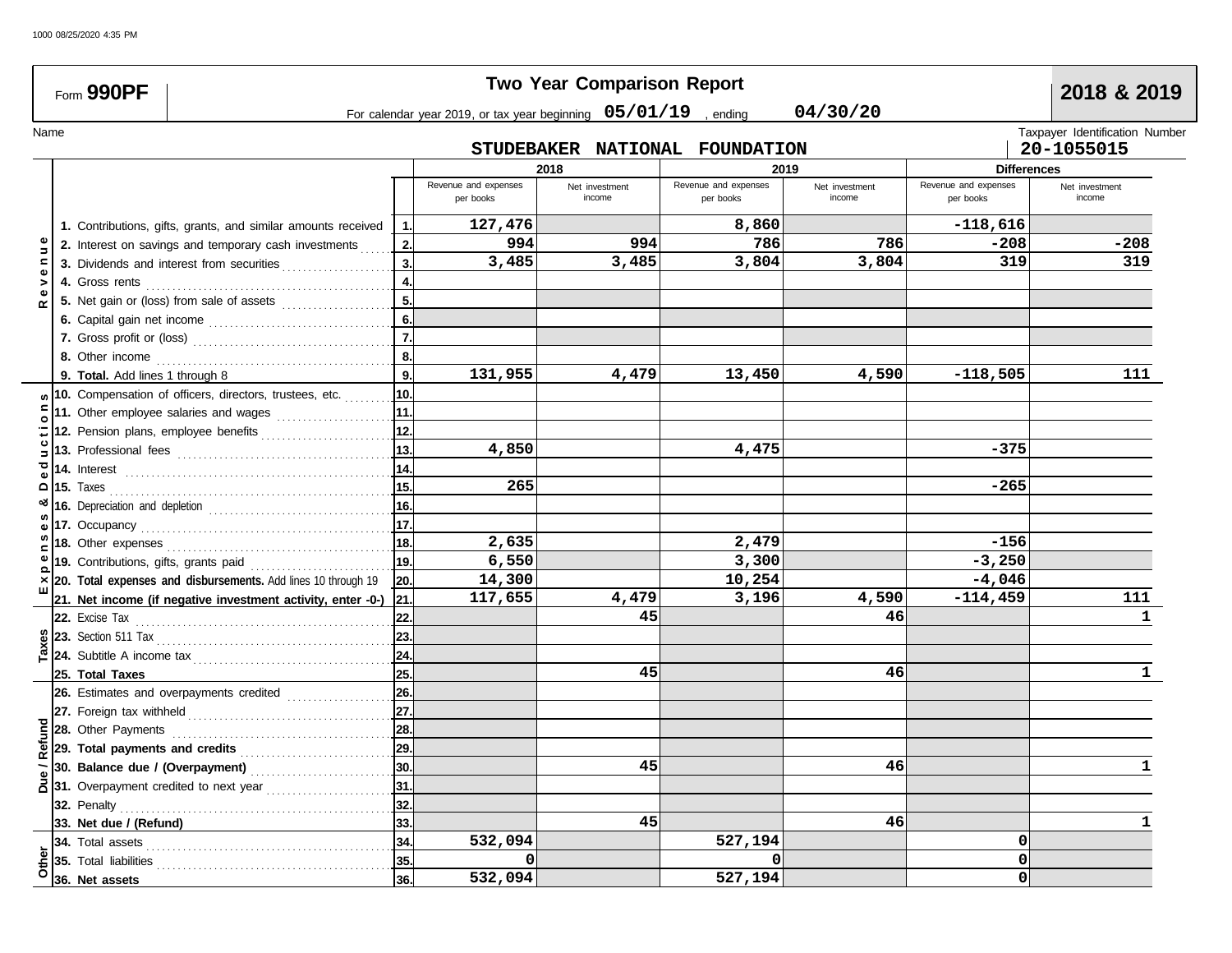Form **990PF**

## Two Year Comparison Report

**2018 & 2019**

For calendar year 2019, or tax year beginning **05/01/19** , ending **04/30/20**

Name: **STUDEBAKER NATIONAL FOUNDATION**

Taxpayer Identification Number: **20-1055015**

| | | | 2018 | | 2019 | | Differences | |
|---|---|---|---|---|---|---|---|---|
| | | | Revenue and expenses per books | Net investment income | Revenue and expenses per books | Net investment income | Revenue and expenses per books | Net investment income |
| Revenue | 1. Contributions, gifts, grants, and similar amounts received | 1. | 127,476 | | 8,860 | | -118,616 | |
| | 2. Interest on savings and temporary cash investments | 2. | 994 | 994 | 786 | 786 | -208 | -208 |
| | 3. Dividends and interest from securities | 3. | 3,485 | 3,485 | 3,804 | 3,804 | 319 | 319 |
| | 4. Gross rents | 4. | | | | | | |
| | 5. Net gain or (loss) from sale of assets | 5. | | | | | | |
| | 6. Capital gain net income | 6. | | | | | | |
| | 7. Gross profit or (loss) | 7. | | | | | | |
| | 8. Other income | 8. | | | | | | |
| | 9. **Total.** Add lines 1 through 8 | 9. | 131,955 | 4,479 | 13,450 | 4,590 | -118,505 | 111 |
| Expenses & Deductions | 10. Compensation of officers, directors, trustees, etc. | 10. | | | | | | |
| | 11. Other employee salaries and wages | 11. | | | | | | |
| | 12. Pension plans, employee benefits | 12. | | | | | | |
| | 13. Professional fees | 13. | 4,850 | | 4,475 | | -375 | |
| | 14. Interest | 14. | | | | | | |
| | 15. Taxes | 15. | 265 | | | | -265 | |
| | 16. Depreciation and depletion | 16. | | | | | | |
| | 17. Occupancy | 17. | | | | | | |
| | 18. Other expenses | 18. | 2,635 | | 2,479 | | -156 | |
| | 19. Contributions, gifts, grants paid | 19. | 6,550 | | 3,300 | | -3,250 | |
| | 20. **Total expenses and disbursements.** Add lines 10 through 19 | 20. | 14,300 | | 10,254 | | -4,046 | |
| | 21. **Net income (if negative investment activity, enter -0-)** | 21. | 117,655 | 4,479 | 3,196 | 4,590 | -114,459 | 111 |
| Taxes | 22. Excise Tax | 22. | | 45 | | 46 | | 1 |
| | 23. Section 511 Tax | 23. | | | | | | |
| | 24. Subtitle A income tax | 24. | | | | | | |
| | 25. **Total Taxes** | 25. | | 45 | | 46 | | 1 |
| Due / Refund | 26. Estimates and overpayments credited | 26. | | | | | | |
| | 27. Foreign tax withheld | 27. | | | | | | |
| | 28. Other Payments | 28. | | | | | | |
| | 29. **Total payments and credits** | 29. | | | | | | |
| | 30. **Balance due / (Overpayment)** | 30. | | 45 | | 46 | | 1 |
| | 31. Overpayment credited to next year | 31. | | | | | | |
| | 32. Penalty | 32. | | | | | | |
| | 33. **Net due / (Refund)** | 33. | | 45 | | 46 | | 1 |
| Other | 34. Total assets | 34. | 532,094 | | 527,194 | | 0 | |
| | 35. Total liabilities | 35. | 0 | | 0 | | 0 | |
| | 36. **Net assets** | 36. | 532,094 | | 527,194 | | 0 | |